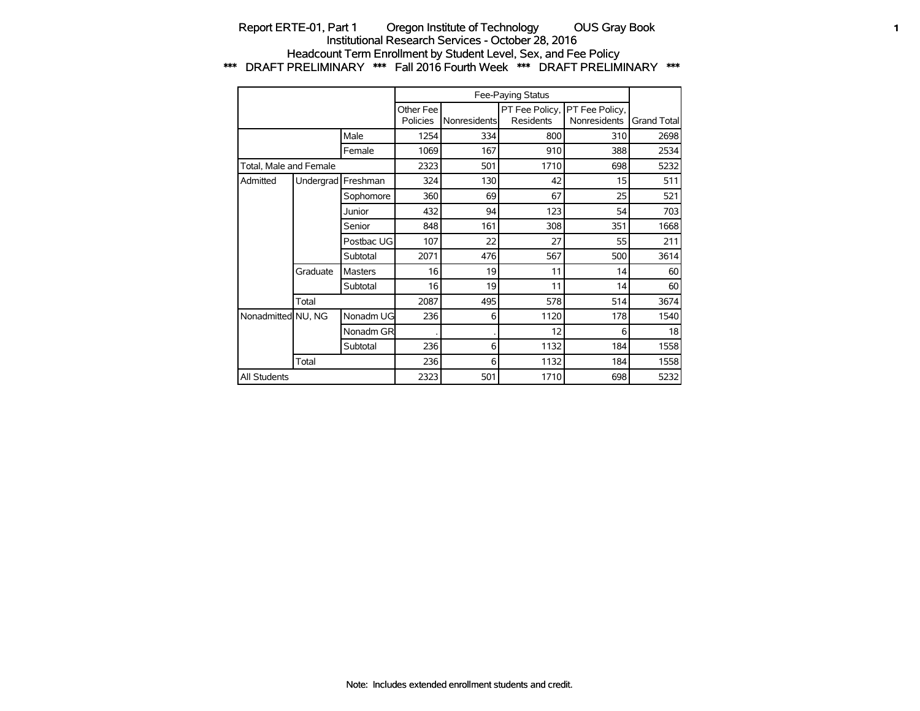Report ERTE-01, Part 1 Oregon Institute of Technology OUS Gray Book

Institutional Research Services - October 28, 2016

Headcount Term Enrollment by Student Level, Sex, and Fee Policy

*** DRAFT PRELIMINARY *** Fall 2016 Fourth Week *** DRAFT PRELIMINARY ***

| | | | Fee-Paying Status | | | | |
|---|---|---|---|---|---|---|---|
| | | | Other Fee Policies | Nonresidents | PT Fee Policy, Residents | PT Fee Policy, Nonresidents | Grand Total |
| | | Male | 1254 | 334 | 800 | 310 | 2698 |
| | | Female | 1069 | 167 | 910 | 388 | 2534 |
| Total, Male and Female | | | 2323 | 501 | 1710 | 698 | 5232 |
| Admitted | Undergrad | Freshman | 324 | 130 | 42 | 15 | 511 |
| | | Sophomore | 360 | 69 | 67 | 25 | 521 |
| | | Junior | 432 | 94 | 123 | 54 | 703 |
| | | Senior | 848 | 161 | 308 | 351 | 1668 |
| | | Postbac UG | 107 | 22 | 27 | 55 | 211 |
| | | Subtotal | 2071 | 476 | 567 | 500 | 3614 |
| | Graduate | Masters | 16 | 19 | 11 | 14 | 60 |
| | | Subtotal | 16 | 19 | 11 | 14 | 60 |
| | Total | | 2087 | 495 | 578 | 514 | 3674 |
| Nonadmitted | NU, NG | Nonadm UG | 236 | 6 | 1120 | 178 | 1540 |
| | | Nonadm GR | . | . | 12 | 6 | 18 |
| | | Subtotal | 236 | 6 | 1132 | 184 | 1558 |
| | Total | | 236 | 6 | 1132 | 184 | 1558 |
| All Students | | | 2323 | 501 | 1710 | 698 | 5232 |

Note: Includes extended enrollment students and credit.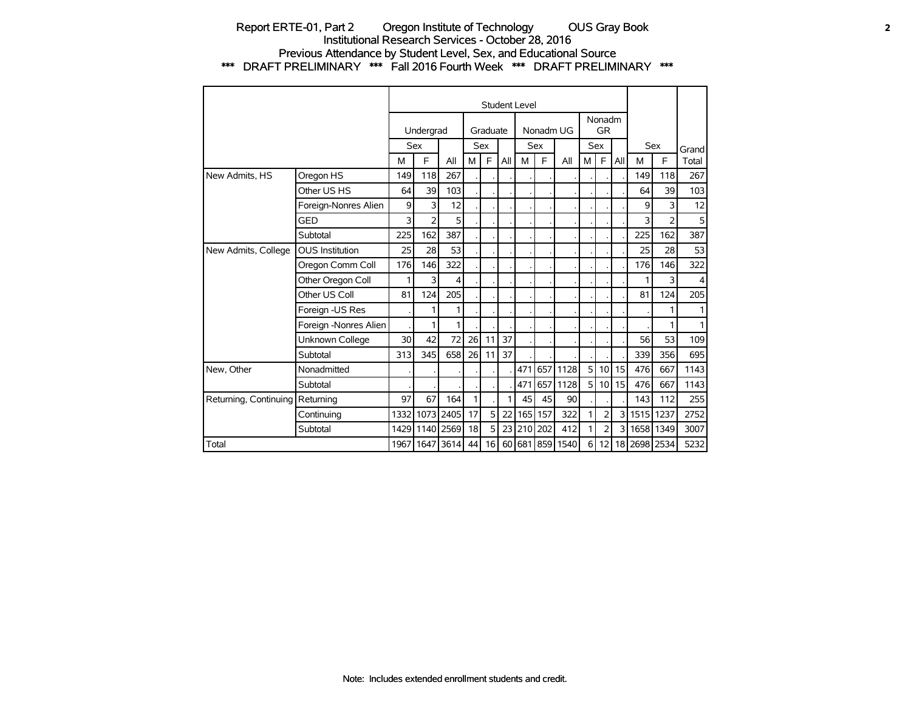Report ERTE-01, Part 2 Oregon Institute of Technology OUS Gray Book
Institutional Research Services - October 28, 2016
Previous Attendance by Student Level, Sex, and Educational Source
*** DRAFT PRELIMINARY *** Fall 2016 Fourth Week *** DRAFT PRELIMINARY ***

| | | Student Level | | | | | | | | | | | | Sex | | Grand Total |
|---|---|---|---|---|---|---|---|---|---|---|---|---|---|---|---|---|
| | | Undergrad | | | Graduate | | | Nonadm UG | | | Nonadm GR | | | | | |
| | | Sex | | | Sex | | | Sex | | | Sex | | | | | |
| | | M | F | All | M | F | All | M | F | All | M | F | All | M | F | |
| New Admits, HS | Oregon HS | 149 | 118 | 267 | . | . | . | . | . | . | . | . | . | 149 | 118 | 267 |
| | Other US HS | 64 | 39 | 103 | . | . | . | . | . | . | . | . | . | 64 | 39 | 103 |
| | Foreign-Nonres Alien | 9 | 3 | 12 | . | . | . | . | . | . | . | . | . | 9 | 3 | 12 |
| | GED | 3 | 2 | 5 | . | . | . | . | . | . | . | . | . | 3 | 2 | 5 |
| | Subtotal | 225 | 162 | 387 | . | . | . | . | . | . | . | . | . | 225 | 162 | 387 |
| New Admits, College | OUS Institution | 25 | 28 | 53 | . | . | . | . | . | . | . | . | . | 25 | 28 | 53 |
| | Oregon Comm Coll | 176 | 146 | 322 | . | . | . | . | . | . | . | . | . | 176 | 146 | 322 |
| | Other Oregon Coll | 1 | 3 | 4 | . | . | . | . | . | . | . | . | . | 1 | 3 | 4 |
| | Other US Coll | 81 | 124 | 205 | . | . | . | . | . | . | . | . | . | 81 | 124 | 205 |
| | Foreign -US Res | . | 1 | 1 | . | . | . | . | . | . | . | . | . | . | 1 | 1 |
| | Foreign -Nonres Alien | . | 1 | 1 | . | . | . | . | . | . | . | . | . | . | 1 | 1 |
| | Unknown College | 30 | 42 | 72 | 26 | 11 | 37 | . | . | . | . | . | . | 56 | 53 | 109 |
| | Subtotal | 313 | 345 | 658 | 26 | 11 | 37 | . | . | . | . | . | . | 339 | 356 | 695 |
| New, Other | Nonadmitted | . | . | . | . | . | . | 471 | 657 | 1128 | 5 | 10 | 15 | 476 | 667 | 1143 |
| | Subtotal | . | . | . | . | . | . | 471 | 657 | 1128 | 5 | 10 | 15 | 476 | 667 | 1143 |
| Returning, Continuing | Returning | 97 | 67 | 164 | 1 | . | 1 | 45 | 45 | 90 | . | . | . | 143 | 112 | 255 |
| | Continuing | 1332 | 1073 | 2405 | 17 | 5 | 22 | 165 | 157 | 322 | 1 | 2 | 3 | 1515 | 1237 | 2752 |
| | Subtotal | 1429 | 1140 | 2569 | 18 | 5 | 23 | 210 | 202 | 412 | 1 | 2 | 3 | 1658 | 1349 | 3007 |
| Total | | 1967 | 1647 | 3614 | 44 | 16 | 60 | 681 | 859 | 1540 | 6 | 12 | 18 | 2698 | 2534 | 5232 |

Note: Includes extended enrollment students and credit.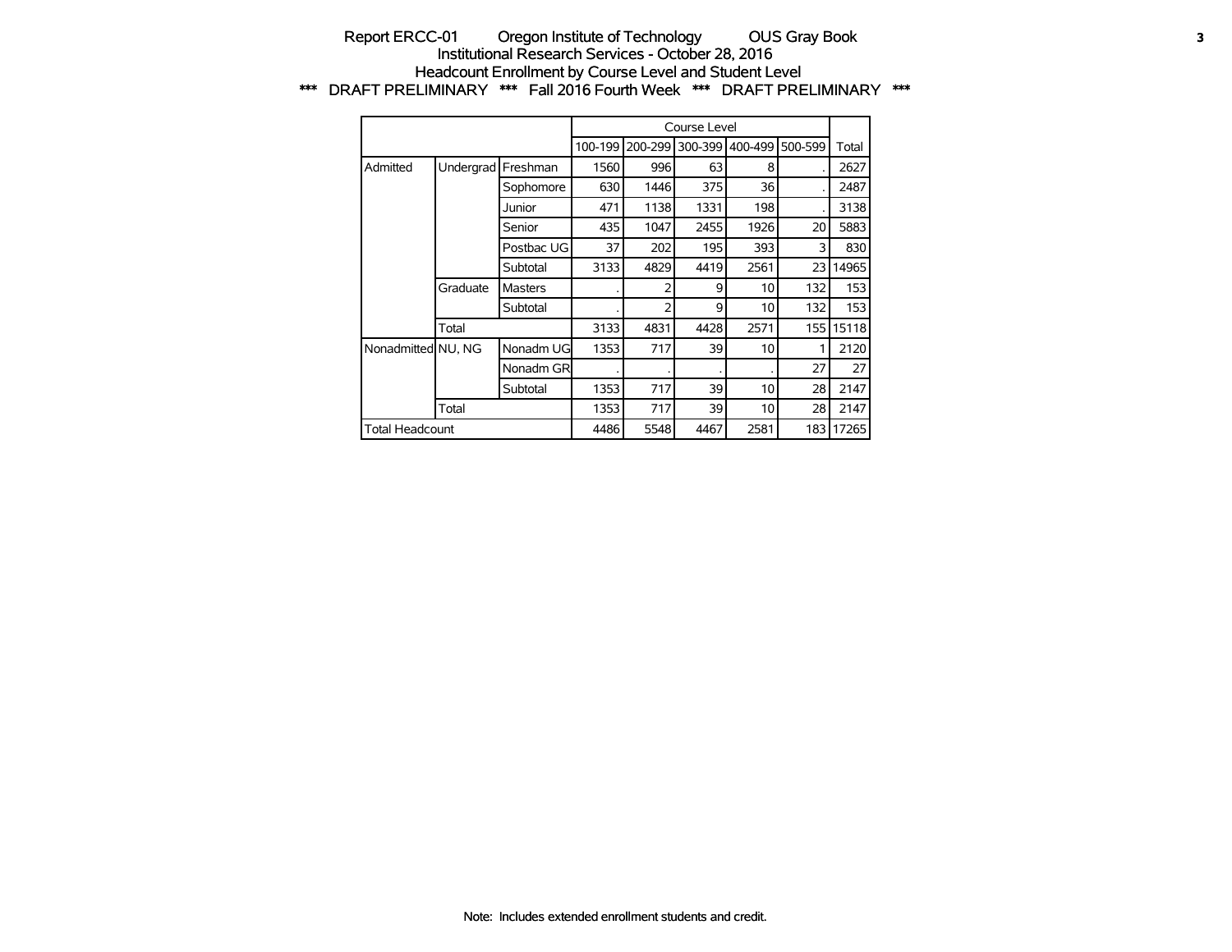Report ERCC-01 Oregon Institute of Technology OUS Gray Book
Institutional Research Services - October 28, 2016
Headcount Enrollment by Course Level and Student Level
*** DRAFT PRELIMINARY *** Fall 2016 Fourth Week *** DRAFT PRELIMINARY ***

| | | | Course Level | | | | | |
|---|---|---|---|---|---|---|---|---|
| | | | 100-199 | 200-299 | 300-399 | 400-499 | 500-599 | Total |
| Admitted | Undergrad | Freshman | 1560 | 996 | 63 | 8 | . | 2627 |
| | | Sophomore | 630 | 1446 | 375 | 36 | . | 2487 |
| | | Junior | 471 | 1138 | 1331 | 198 | . | 3138 |
| | | Senior | 435 | 1047 | 2455 | 1926 | 20 | 5883 |
| | | Postbac UG | 37 | 202 | 195 | 393 | 3 | 830 |
| | | Subtotal | 3133 | 4829 | 4419 | 2561 | 23 | 14965 |
| | Graduate | Masters | . | 2 | 9 | 10 | 132 | 153 |
| | | Subtotal | . | 2 | 9 | 10 | 132 | 153 |
| | Total | | 3133 | 4831 | 4428 | 2571 | 155 | 15118 |
| Nonadmitted | NU, NG | Nonadm UG | 1353 | 717 | 39 | 10 | 1 | 2120 |
| | | Nonadm GR | . | . | . | . | 27 | 27 |
| | | Subtotal | 1353 | 717 | 39 | 10 | 28 | 2147 |
| | Total | | 1353 | 717 | 39 | 10 | 28 | 2147 |
| Total Headcount | | | 4486 | 5548 | 4467 | 2581 | 183 | 17265 |

Note: Includes extended enrollment students and credit.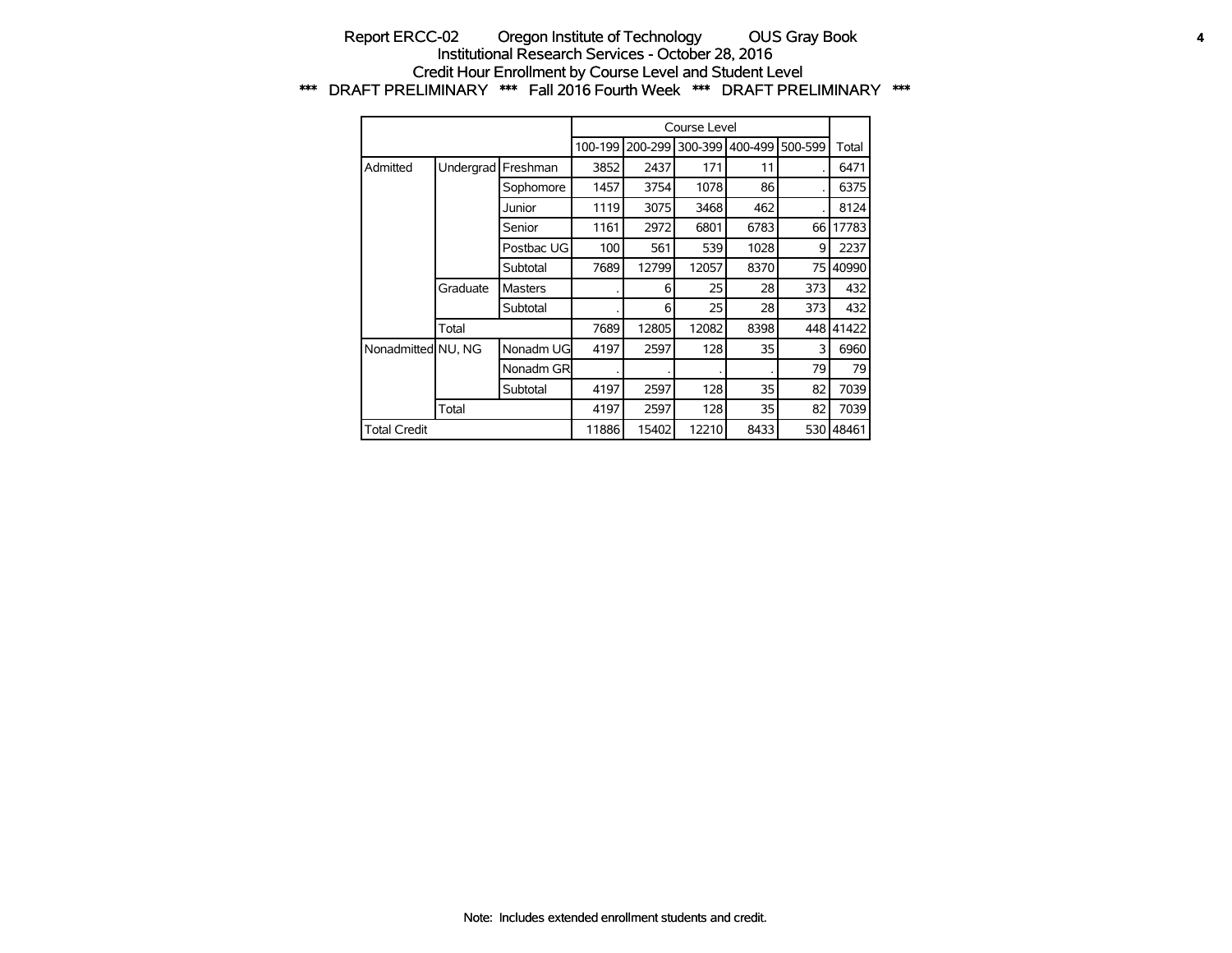# Report ERCC-02 Oregon Institute of Technology OUS Gray Book

## Institutional Research Services - October 28, 2016

## Credit Hour Enrollment by Course Level and Student Level

### *** DRAFT PRELIMINARY *** Fall 2016 Fourth Week *** DRAFT PRELIMINARY ***

| | | | Course Level | | | | | |
|---|---|---|---|---|---|---|---|---|
| | | | 100-199 | 200-299 | 300-399 | 400-499 | 500-599 | Total |
| Admitted | Undergrad | Freshman | 3852 | 2437 | 171 | 11 | . | 6471 |
| | | Sophomore | 1457 | 3754 | 1078 | 86 | . | 6375 |
| | | Junior | 1119 | 3075 | 3468 | 462 | . | 8124 |
| | | Senior | 1161 | 2972 | 6801 | 6783 | 66 | 17783 |
| | | Postbac UG | 100 | 561 | 539 | 1028 | 9 | 2237 |
| | | Subtotal | 7689 | 12799 | 12057 | 8370 | 75 | 40990 |
| | Graduate | Masters | . | 6 | 25 | 28 | 373 | 432 |
| | | Subtotal | . | 6 | 25 | 28 | 373 | 432 |
| | Total | | 7689 | 12805 | 12082 | 8398 | 448 | 41422 |
| Nonadmitted | NU, NG | Nonadm UG | 4197 | 2597 | 128 | 35 | 3 | 6960 |
| | | Nonadm GR | . | . | . | . | 79 | 79 |
| | | Subtotal | 4197 | 2597 | 128 | 35 | 82 | 7039 |
| | Total | | 4197 | 2597 | 128 | 35 | 82 | 7039 |
| Total Credit | | | 11886 | 15402 | 12210 | 8433 | 530 | 48461 |

Note: Includes extended enrollment students and credit.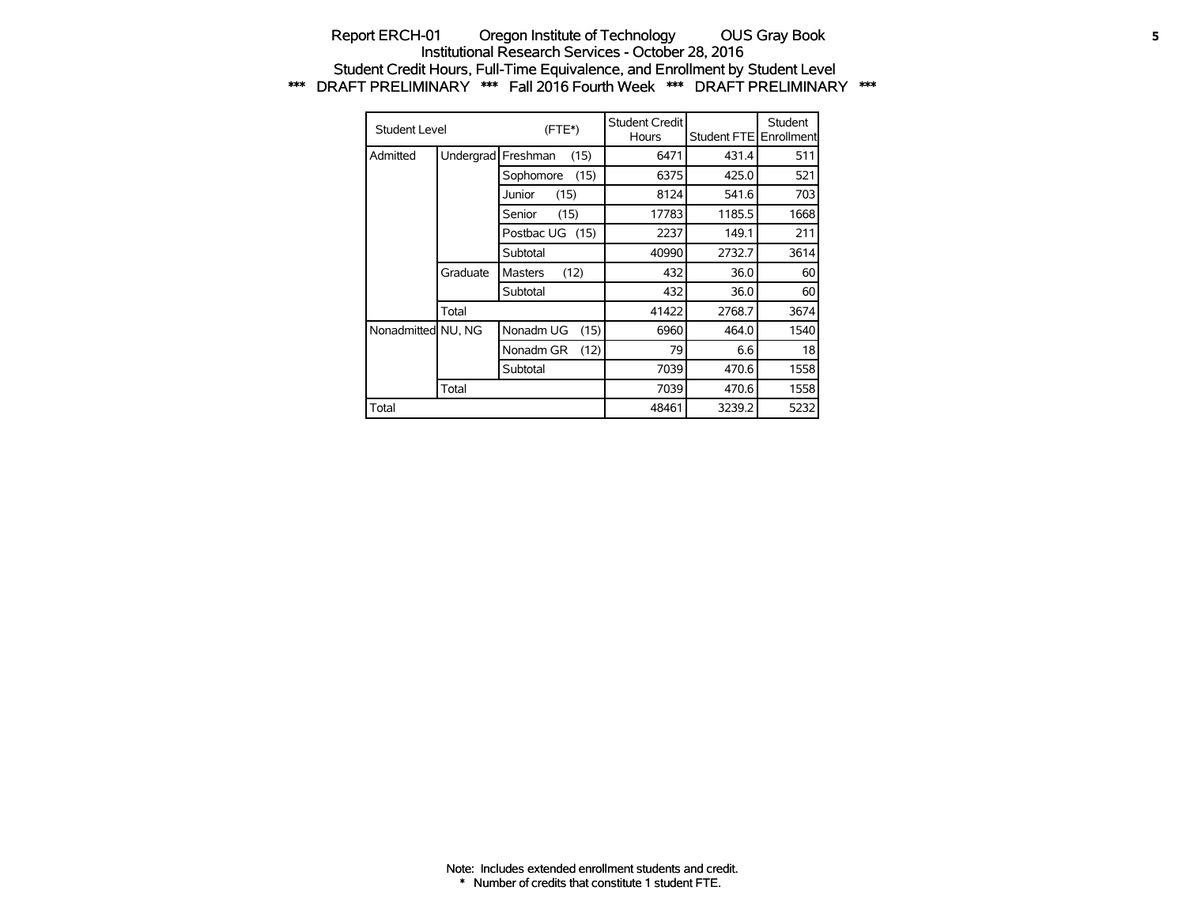Report ERCH-01 Oregon Institute of Technology OUS Gray Book
Institutional Research Services - October 28, 2016
Student Credit Hours, Full-Time Equivalence, and Enrollment by Student Level
*** DRAFT PRELIMINARY *** Fall 2016 Fourth Week *** DRAFT PRELIMINARY ***

| Student Level | | (FTE*) | Student Credit Hours | Student FTE | Student Enrollment |
|---|---|---|---|---|---|
| Admitted | Undergrad | Freshman (15) | 6471 | 431.4 | 511 |
| | | Sophomore (15) | 6375 | 425.0 | 521 |
| | | Junior (15) | 8124 | 541.6 | 703 |
| | | Senior (15) | 17783 | 1185.5 | 1668 |
| | | Postbac UG (15) | 2237 | 149.1 | 211 |
| | | Subtotal | 40990 | 2732.7 | 3614 |
| | Graduate | Masters (12) | 432 | 36.0 | 60 |
| | | Subtotal | 432 | 36.0 | 60 |
| | Total | | 41422 | 2768.7 | 3674 |
| Nonadmitted | NU, NG | Nonadm UG (15) | 6960 | 464.0 | 1540 |
| | | Nonadm GR (12) | 79 | 6.6 | 18 |
| | | Subtotal | 7039 | 470.6 | 1558 |
| | Total | | 7039 | 470.6 | 1558 |
| Total | | | 48461 | 3239.2 | 5232 |

Note: Includes extended enrollment students and credit.
* Number of credits that constitute 1 student FTE.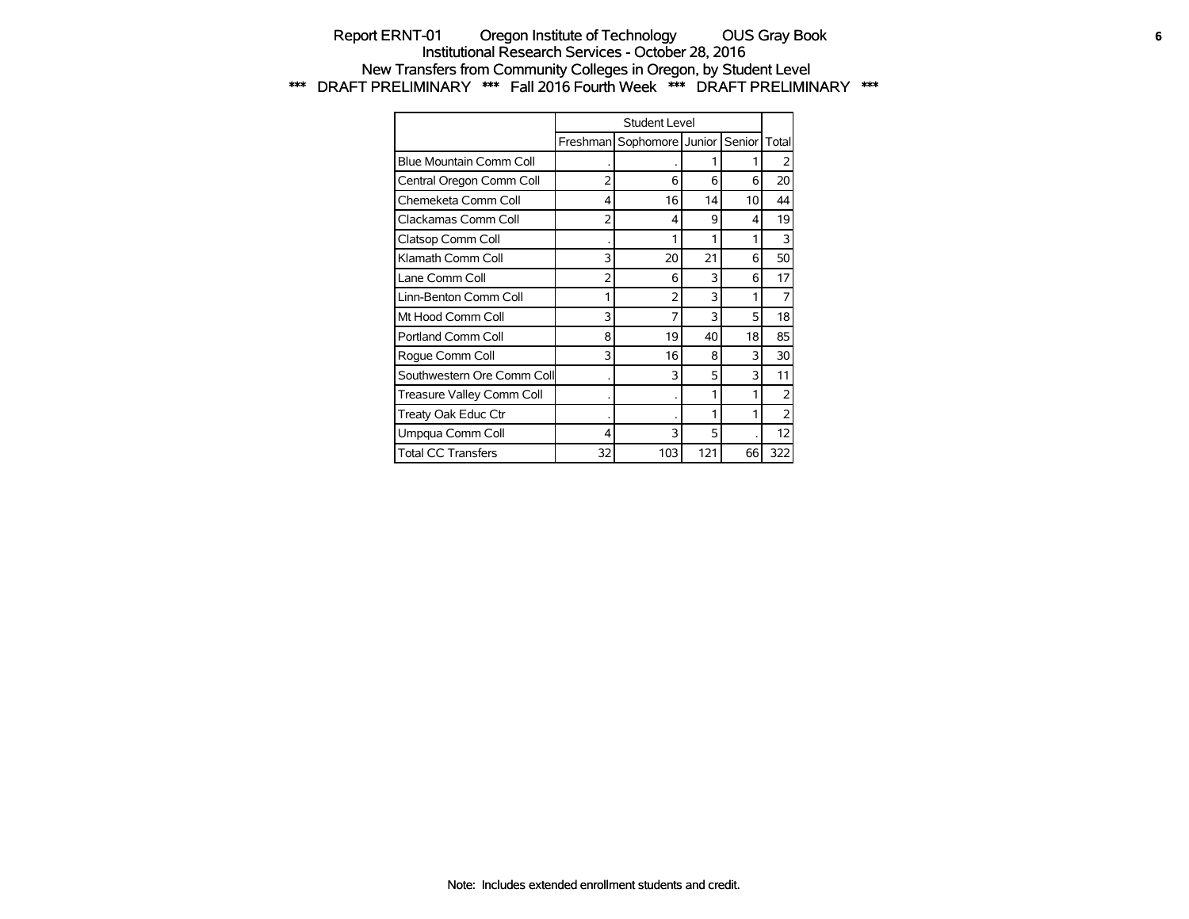Report ERNT-01 Oregon Institute of Technology OUS Gray Book
Institutional Research Services - October 28, 2016
New Transfers from Community Colleges in Oregon, by Student Level
*** DRAFT PRELIMINARY *** Fall 2016 Fourth Week *** DRAFT PRELIMINARY ***

| | Student Level | | | | |
|---|---|---|---|---|---|
| | Freshman | Sophomore | Junior | Senior | Total |
| Blue Mountain Comm Coll | . | . | 1 | 1 | 2 |
| Central Oregon Comm Coll | 2 | 6 | 6 | 6 | 20 |
| Chemeketa Comm Coll | 4 | 16 | 14 | 10 | 44 |
| Clackamas Comm Coll | 2 | 4 | 9 | 4 | 19 |
| Clatsop Comm Coll | . | 1 | 1 | 1 | 3 |
| Klamath Comm Coll | 3 | 20 | 21 | 6 | 50 |
| Lane Comm Coll | 2 | 6 | 3 | 6 | 17 |
| Linn-Benton Comm Coll | 1 | 2 | 3 | 1 | 7 |
| Mt Hood Comm Coll | 3 | 7 | 3 | 5 | 18 |
| Portland Comm Coll | 8 | 19 | 40 | 18 | 85 |
| Rogue Comm Coll | 3 | 16 | 8 | 3 | 30 |
| Southwestern Ore Comm Coll | . | 3 | 5 | 3 | 11 |
| Treasure Valley Comm Coll | . | . | 1 | 1 | 2 |
| Treaty Oak Educ Ctr | . | . | 1 | 1 | 2 |
| Umpqua Comm Coll | 4 | 3 | 5 | . | 12 |
| Total CC Transfers | 32 | 103 | 121 | 66 | 322 |

Note: Includes extended enrollment students and credit.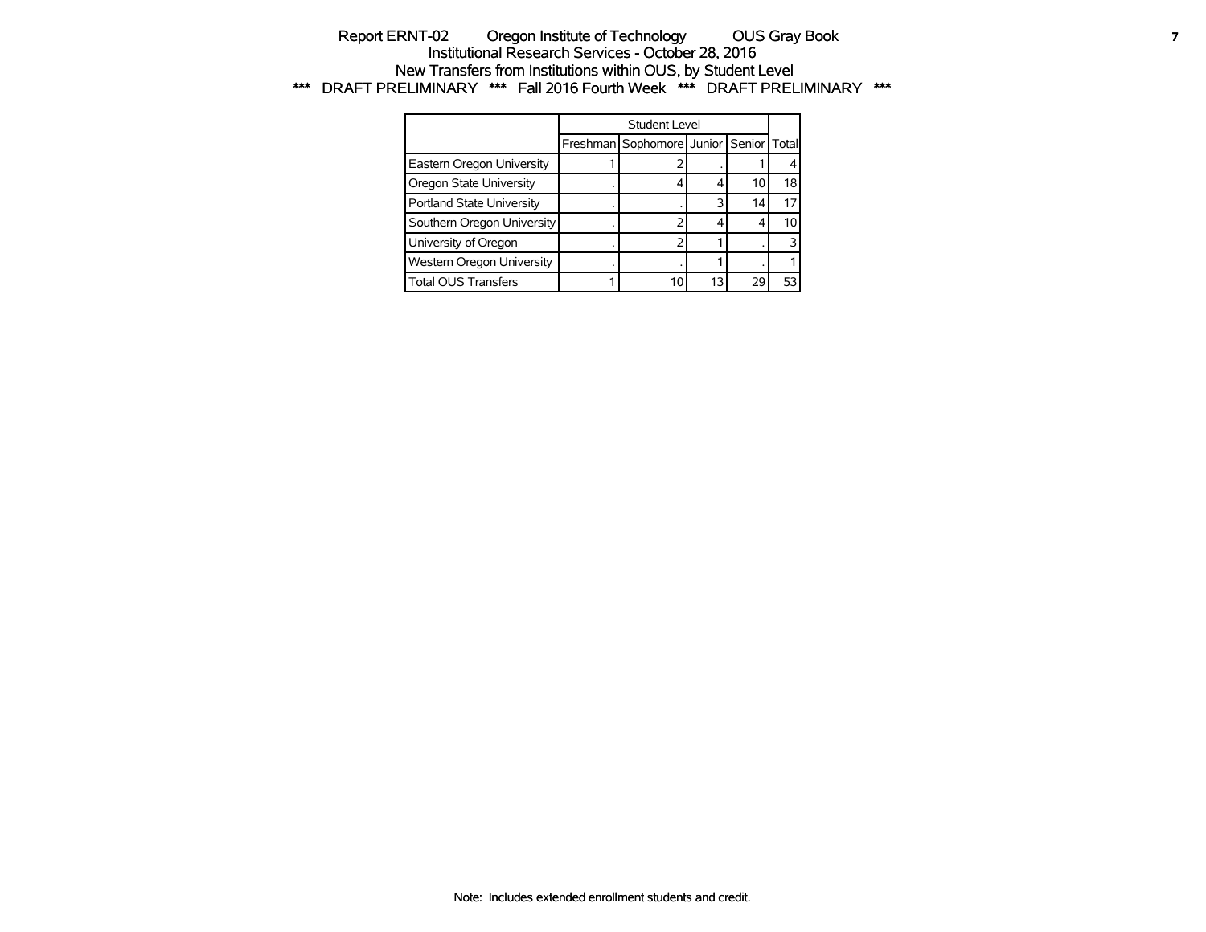Report ERNT-02 Oregon Institute of Technology OUS Gray Book
Institutional Research Services - October 28, 2016
New Transfers from Institutions within OUS, by Student Level
*** DRAFT PRELIMINARY *** Fall 2016 Fourth Week *** DRAFT PRELIMINARY ***

| | Student Level | | | | |
|---|---|---|---|---|---|
| | Freshman | Sophomore | Junior | Senior | Total |
| Eastern Oregon University | 1 | 2 | . | 1 | 4 |
| Oregon State University | . | 4 | 4 | 10 | 18 |
| Portland State University | . | . | 3 | 14 | 17 |
| Southern Oregon University | . | 2 | 4 | 4 | 10 |
| University of Oregon | . | 2 | 1 | . | 3 |
| Western Oregon University | . | . | 1 | . | 1 |
| Total OUS Transfers | 1 | 10 | 13 | 29 | 53 |

Note: Includes extended enrollment students and credit.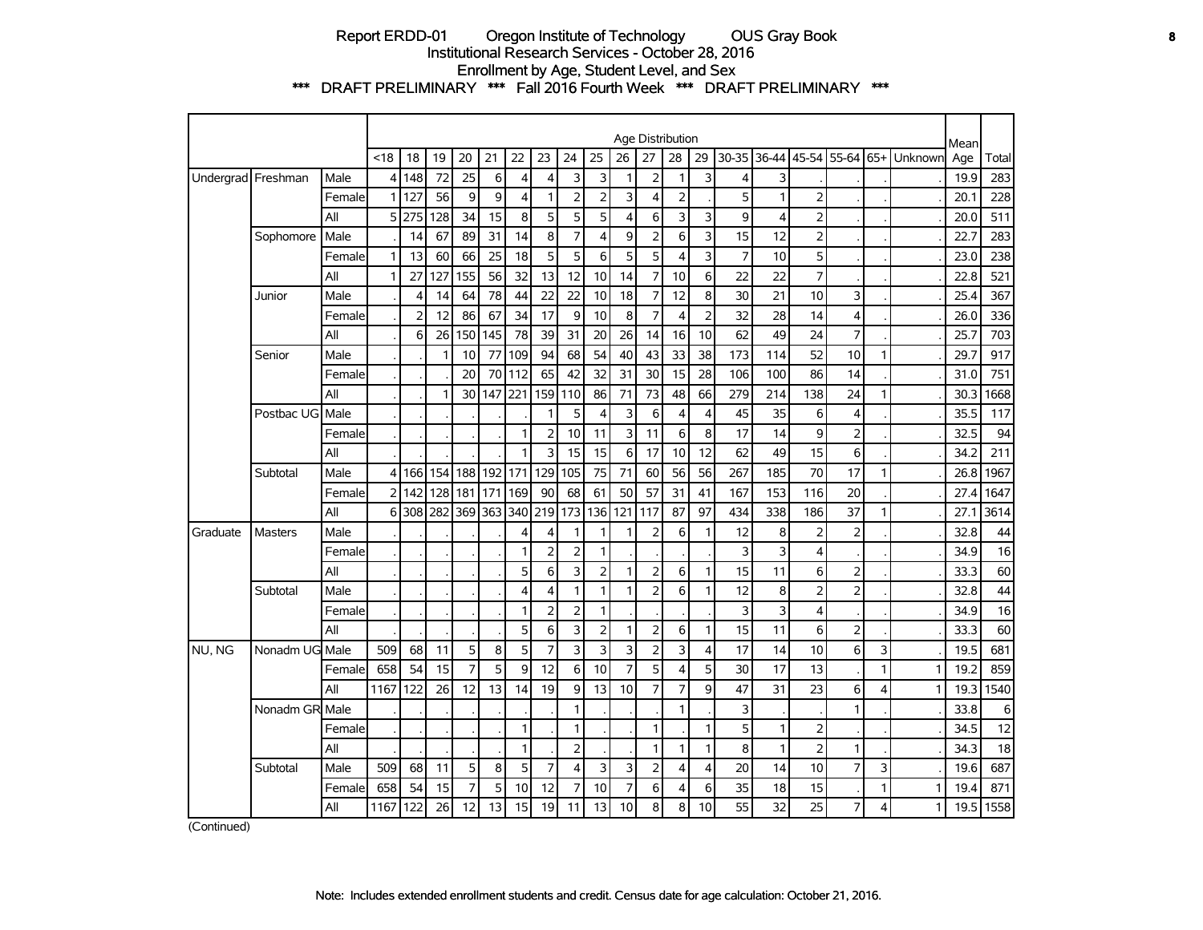Report ERDD-01 Oregon Institute of Technology OUS Gray Book
Institutional Research Services - October 28, 2016
Enrollment by Age, Student Level, and Sex
*** DRAFT PRELIMINARY *** Fall 2016 Fourth Week *** DRAFT PRELIMINARY ***

| | | | Age Distribution | | | | | | | | | | | | | | | | | | | Mean | |
|---|---|---|---|---|---|---|---|---|---|---|---|---|---|---|---|---|---|---|---|---|---|---|---|
| | | | <18 | 18 | 19 | 20 | 21 | 22 | 23 | 24 | 25 | 26 | 27 | 28 | 29 | 30-35 | 36-44 | 45-54 | 55-64 | 65+ | Unknown | Age | Total |
| Undergrad | Freshman | Male | 4 | 148 | 72 | 25 | 6 | 4 | 4 | 3 | 3 | 1 | 2 | 1 | 3 | 4 | 3 | . | . | . | . | 19.9 | 283 |
| | | Female | 1 | 127 | 56 | 9 | 9 | 4 | 1 | 2 | 2 | 3 | 4 | 2 | . | 5 | 1 | 2 | . | . | . | 20.1 | 228 |
| | | All | 5 | 275 | 128 | 34 | 15 | 8 | 5 | 5 | 5 | 4 | 6 | 3 | 3 | 9 | 4 | 2 | . | . | . | 20.0 | 511 |
| | Sophomore | Male | . | 14 | 67 | 89 | 31 | 14 | 8 | 7 | 4 | 9 | 2 | 6 | 3 | 15 | 12 | 2 | . | . | . | 22.7 | 283 |
| | | Female | 1 | 13 | 60 | 66 | 25 | 18 | 5 | 5 | 6 | 5 | 5 | 4 | 3 | 7 | 10 | 5 | . | . | . | 23.0 | 238 |
| | | All | 1 | 27 | 127 | 155 | 56 | 32 | 13 | 12 | 10 | 14 | 7 | 10 | 6 | 22 | 22 | 7 | . | . | . | 22.8 | 521 |
| | Junior | Male | . | 4 | 14 | 64 | 78 | 44 | 22 | 22 | 10 | 18 | 7 | 12 | 8 | 30 | 21 | 10 | 3 | . | . | 25.4 | 367 |
| | | Female | . | 2 | 12 | 86 | 67 | 34 | 17 | 9 | 10 | 8 | 7 | 4 | 2 | 32 | 28 | 14 | 4 | . | . | 26.0 | 336 |
| | | All | . | 6 | 26 | 150 | 145 | 78 | 39 | 31 | 20 | 26 | 14 | 16 | 10 | 62 | 49 | 24 | 7 | . | . | 25.7 | 703 |
| | Senior | Male | . | . | 1 | 10 | 77 | 109 | 94 | 68 | 54 | 40 | 43 | 33 | 38 | 173 | 114 | 52 | 10 | 1 | . | 29.7 | 917 |
| | | Female | . | . | . | 20 | 70 | 112 | 65 | 42 | 32 | 31 | 30 | 15 | 28 | 106 | 100 | 86 | 14 | . | . | 31.0 | 751 |
| | | All | . | . | 1 | 30 | 147 | 221 | 159 | 110 | 86 | 71 | 73 | 48 | 66 | 279 | 214 | 138 | 24 | 1 | . | 30.3 | 1668 |
| | Postbac UG | Male | . | . | . | . | . | . | 1 | 5 | 4 | 3 | 6 | 4 | 4 | 45 | 35 | 6 | 4 | . | . | 35.5 | 117 |
| | | Female | . | . | . | . | . | 1 | 2 | 10 | 11 | 3 | 11 | 6 | 8 | 17 | 14 | 9 | 2 | . | . | 32.5 | 94 |
| | | All | . | . | . | . | . | 1 | 3 | 15 | 15 | 6 | 17 | 10 | 12 | 62 | 49 | 15 | 6 | . | . | 34.2 | 211 |
| | Subtotal | Male | 4 | 166 | 154 | 188 | 192 | 171 | 129 | 105 | 75 | 71 | 60 | 56 | 56 | 267 | 185 | 70 | 17 | 1 | . | 26.8 | 1967 |
| | | Female | 2 | 142 | 128 | 181 | 171 | 169 | 90 | 68 | 61 | 50 | 57 | 31 | 41 | 167 | 153 | 116 | 20 | . | . | 27.4 | 1647 |
| | | All | 6 | 308 | 282 | 369 | 363 | 340 | 219 | 173 | 136 | 121 | 117 | 87 | 97 | 434 | 338 | 186 | 37 | 1 | . | 27.1 | 3614 |
| Graduate | Masters | Male | . | . | . | . | . | 4 | 4 | 1 | 1 | 1 | 2 | 6 | 1 | 12 | 8 | 2 | 2 | . | . | 32.8 | 44 |
| | | Female | . | . | . | . | . | 1 | 2 | 2 | 1 | . | . | . | . | 3 | 3 | 4 | . | . | . | 34.9 | 16 |
| | | All | . | . | . | . | . | 5 | 6 | 3 | 2 | 1 | 2 | 6 | 1 | 15 | 11 | 6 | 2 | . | . | 33.3 | 60 |
| | Subtotal | Male | . | . | . | . | . | 4 | 4 | 1 | 1 | 1 | 2 | 6 | 1 | 12 | 8 | 2 | 2 | . | . | 32.8 | 44 |
| | | Female | . | . | . | . | . | 1 | 2 | 2 | 1 | . | . | . | . | 3 | 3 | 4 | . | . | . | 34.9 | 16 |
| | | All | . | . | . | . | . | 5 | 6 | 3 | 2 | 1 | 2 | 6 | 1 | 15 | 11 | 6 | 2 | . | . | 33.3 | 60 |
| NU, NG | Nonadm UG | Male | 509 | 68 | 11 | 5 | 8 | 5 | 7 | 3 | 3 | 3 | 2 | 3 | 4 | 17 | 14 | 10 | 6 | 3 | . | 19.5 | 681 |
| | | Female | 658 | 54 | 15 | 7 | 5 | 9 | 12 | 6 | 10 | 7 | 5 | 4 | 5 | 30 | 17 | 13 | . | 1 | 1 | 19.2 | 859 |
| | | All | 1167 | 122 | 26 | 12 | 13 | 14 | 19 | 9 | 13 | 10 | 7 | 7 | 9 | 47 | 31 | 23 | 6 | 4 | 1 | 19.3 | 1540 |
| | Nonadm GR | Male | . | . | . | . | . | . | . | 1 | . | . | . | 1 | . | 3 | . | . | 1 | . | . | 33.8 | 6 |
| | | Female | . | . | . | . | . | 1 | . | 1 | . | . | 1 | . | 1 | 5 | 1 | 2 | . | . | . | 34.5 | 12 |
| | | All | . | . | . | . | . | 1 | . | 2 | . | . | 1 | 1 | 1 | 8 | 1 | 2 | 1 | . | . | 34.3 | 18 |
| | Subtotal | Male | 509 | 68 | 11 | 5 | 8 | 5 | 7 | 4 | 3 | 3 | 2 | 4 | 4 | 20 | 14 | 10 | 7 | 3 | . | 19.6 | 687 |
| | | Female | 658 | 54 | 15 | 7 | 5 | 10 | 12 | 7 | 10 | 7 | 6 | 4 | 6 | 35 | 18 | 15 | . | 1 | 1 | 19.4 | 871 |
| | | All | 1167 | 122 | 26 | 12 | 13 | 15 | 19 | 11 | 13 | 10 | 8 | 8 | 10 | 55 | 32 | 25 | 7 | 4 | 1 | 19.5 | 1558 |

(Continued)

Note: Includes extended enrollment students and credit. Census date for age calculation: October 21, 2016.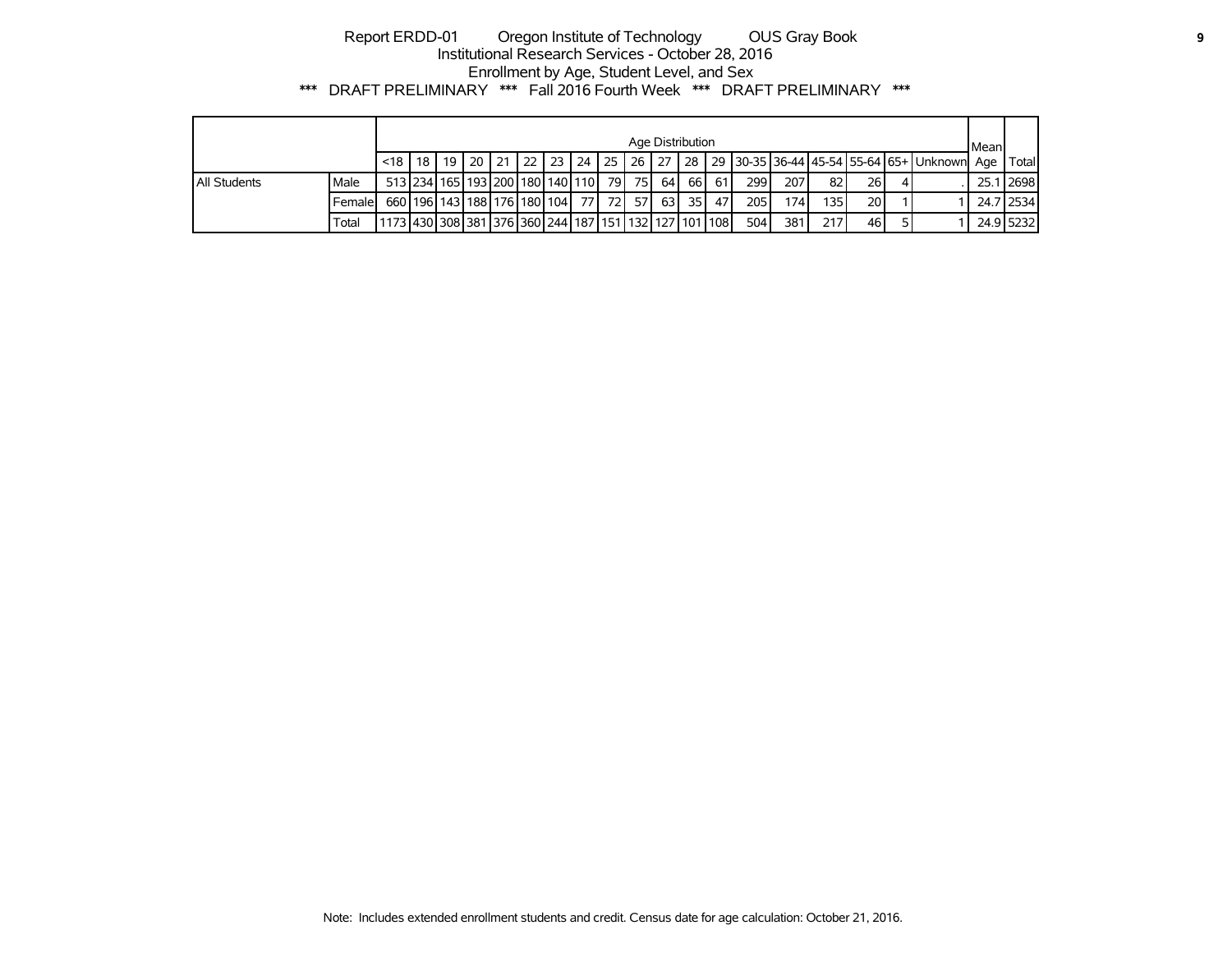Report ERDD-01 Oregon Institute of Technology OUS Gray Book
Institutional Research Services - October 28, 2016
Enrollment by Age, Student Level, and Sex
*** DRAFT PRELIMINARY *** Fall 2016 Fourth Week *** DRAFT PRELIMINARY ***

| | | Age Distribution | | | | | | | | | | | | | | | | | | | | Mean Age | Total |
|---|---|---|---|---|---|---|---|---|---|---|---|---|---|---|---|---|---|---|---|---|---|---|---|
| | | <18 | 18 | 19 | 20 | 21 | 22 | 23 | 24 | 25 | 26 | 27 | 28 | 29 | 30-35 | 36-44 | 45-54 | 55-64 | 65+ | Unknown | | | |
| All Students | Male | 513 | 234 | 165 | 193 | 200 | 180 | 140 | 110 | 79 | 75 | 64 | 66 | 61 | 299 | 207 | 82 | 26 | 4 | . | | 25.1 | 2698 |
| | Female | 660 | 196 | 143 | 188 | 176 | 180 | 104 | 77 | 72 | 57 | 63 | 35 | 47 | 205 | 174 | 135 | 20 | 1 | 1 | | 24.7 | 2534 |
| | Total | 1173 | 430 | 308 | 381 | 376 | 360 | 244 | 187 | 151 | 132 | 127 | 101 | 108 | 504 | 381 | 217 | 46 | 5 | 1 | | 24.9 | 5232 |

Note: Includes extended enrollment students and credit. Census date for age calculation: October 21, 2016.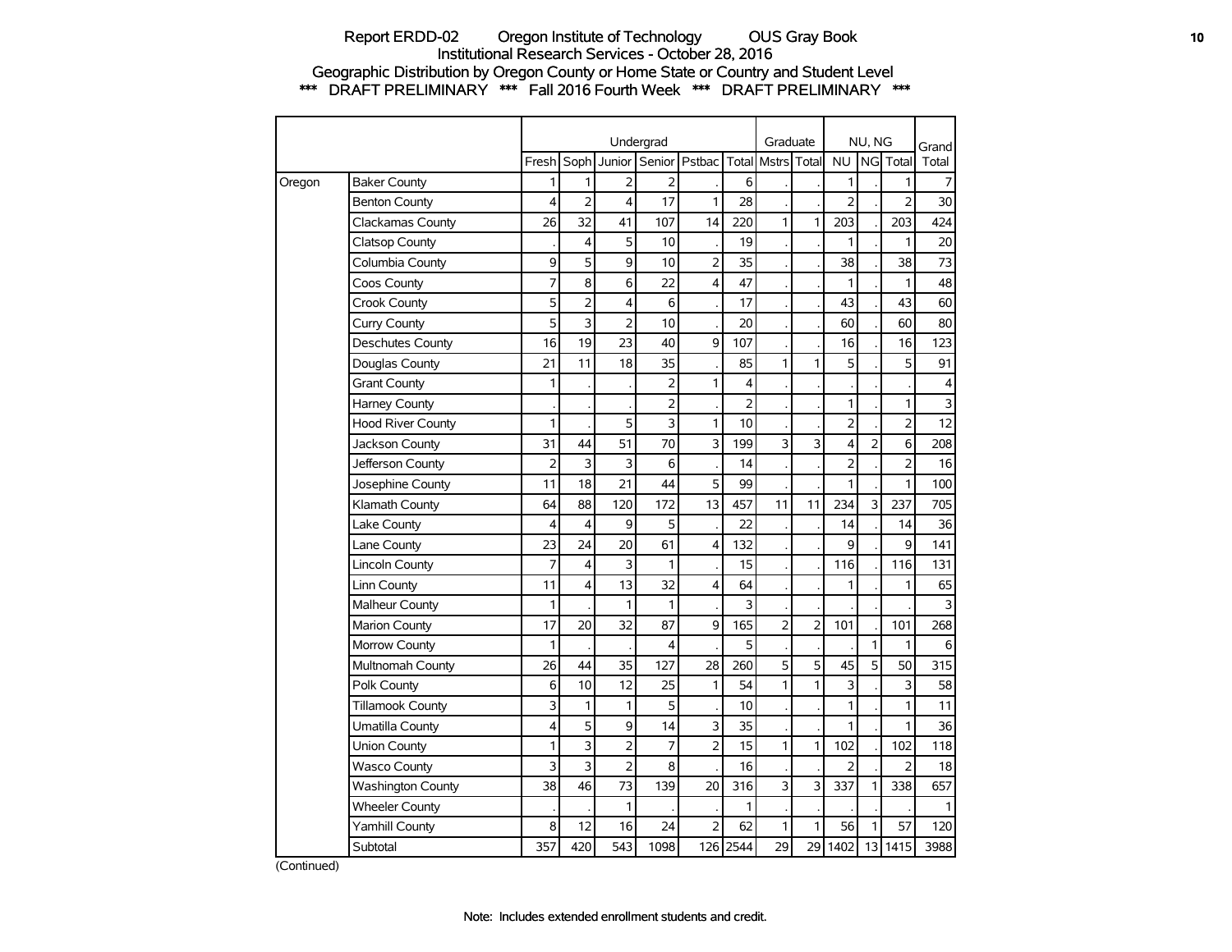# Report ERDD-02 Oregon Institute of Technology OUS Gray Book

## Institutional Research Services - October 28, 2016

## Geographic Distribution by Oregon County or Home State or Country and Student Level

### *** DRAFT PRELIMINARY *** Fall 2016 Fourth Week *** DRAFT PRELIMINARY ***

| | | Undergrad | | | | | | Graduate | | NU, NG | | | Grand |
|---|---|---|---|---|---|---|---|---|---|---|---|---|---|
| | | Fresh | Soph | Junior | Senior | Pstbac | Total | Mstrs | Total | NU | NG | Total | Total |
| Oregon | Baker County | 1 | 1 | 2 | 2 | . | 6 | . | . | 1 | . | 1 | 7 |
| | Benton County | 4 | 2 | 4 | 17 | 1 | 28 | . | . | 2 | . | 2 | 30 |
| | Clackamas County | 26 | 32 | 41 | 107 | 14 | 220 | 1 | 1 | 203 | . | 203 | 424 |
| | Clatsop County | . | 4 | 5 | 10 | . | 19 | . | . | 1 | . | 1 | 20 |
| | Columbia County | 9 | 5 | 9 | 10 | 2 | 35 | . | . | 38 | . | 38 | 73 |
| | Coos County | 7 | 8 | 6 | 22 | 4 | 47 | . | . | 1 | . | 1 | 48 |
| | Crook County | 5 | 2 | 4 | 6 | . | 17 | . | . | 43 | . | 43 | 60 |
| | Curry County | 5 | 3 | 2 | 10 | . | 20 | . | . | 60 | . | 60 | 80 |
| | Deschutes County | 16 | 19 | 23 | 40 | 9 | 107 | . | . | 16 | . | 16 | 123 |
| | Douglas County | 21 | 11 | 18 | 35 | . | 85 | 1 | 1 | 5 | . | 5 | 91 |
| | Grant County | 1 | . | . | 2 | 1 | 4 | . | . | . | . | . | 4 |
| | Harney County | . | . | . | 2 | . | 2 | . | . | 1 | . | 1 | 3 |
| | Hood River County | 1 | . | 5 | 3 | 1 | 10 | . | . | 2 | . | 2 | 12 |
| | Jackson County | 31 | 44 | 51 | 70 | 3 | 199 | 3 | 3 | 4 | 2 | 6 | 208 |
| | Jefferson County | 2 | 3 | 3 | 6 | . | 14 | . | . | 2 | . | 2 | 16 |
| | Josephine County | 11 | 18 | 21 | 44 | 5 | 99 | . | . | 1 | . | 1 | 100 |
| | Klamath County | 64 | 88 | 120 | 172 | 13 | 457 | 11 | 11 | 234 | 3 | 237 | 705 |
| | Lake County | 4 | 4 | 9 | 5 | . | 22 | . | . | 14 | . | 14 | 36 |
| | Lane County | 23 | 24 | 20 | 61 | 4 | 132 | . | . | 9 | . | 9 | 141 |
| | Lincoln County | 7 | 4 | 3 | 1 | . | 15 | . | . | 116 | . | 116 | 131 |
| | Linn County | 11 | 4 | 13 | 32 | 4 | 64 | . | . | 1 | . | 1 | 65 |
| | Malheur County | 1 | . | 1 | 1 | . | 3 | . | . | . | . | . | 3 |
| | Marion County | 17 | 20 | 32 | 87 | 9 | 165 | 2 | 2 | 101 | . | 101 | 268 |
| | Morrow County | 1 | . | . | 4 | . | 5 | . | . | . | 1 | 1 | 6 |
| | Multnomah County | 26 | 44 | 35 | 127 | 28 | 260 | 5 | 5 | 45 | 5 | 50 | 315 |
| | Polk County | 6 | 10 | 12 | 25 | 1 | 54 | 1 | 1 | 3 | . | 3 | 58 |
| | Tillamook County | 3 | 1 | 1 | 5 | . | 10 | . | . | 1 | . | 1 | 11 |
| | Umatilla County | 4 | 5 | 9 | 14 | 3 | 35 | . | . | 1 | . | 1 | 36 |
| | Union County | 1 | 3 | 2 | 7 | 2 | 15 | 1 | 1 | 102 | . | 102 | 118 |
| | Wasco County | 3 | 3 | 2 | 8 | . | 16 | . | . | 2 | . | 2 | 18 |
| | Washington County | 38 | 46 | 73 | 139 | 20 | 316 | 3 | 3 | 337 | 1 | 338 | 657 |
| | Wheeler County | . | . | 1 | . | . | 1 | . | . | . | . | . | 1 |
| | Yamhill County | 8 | 12 | 16 | 24 | 2 | 62 | 1 | 1 | 56 | 1 | 57 | 120 |
| | Subtotal | 357 | 420 | 543 | 1098 | 126 | 2544 | 29 | 29 | 1402 | 13 | 1415 | 3988 |

(Continued)

Note: Includes extended enrollment students and credit.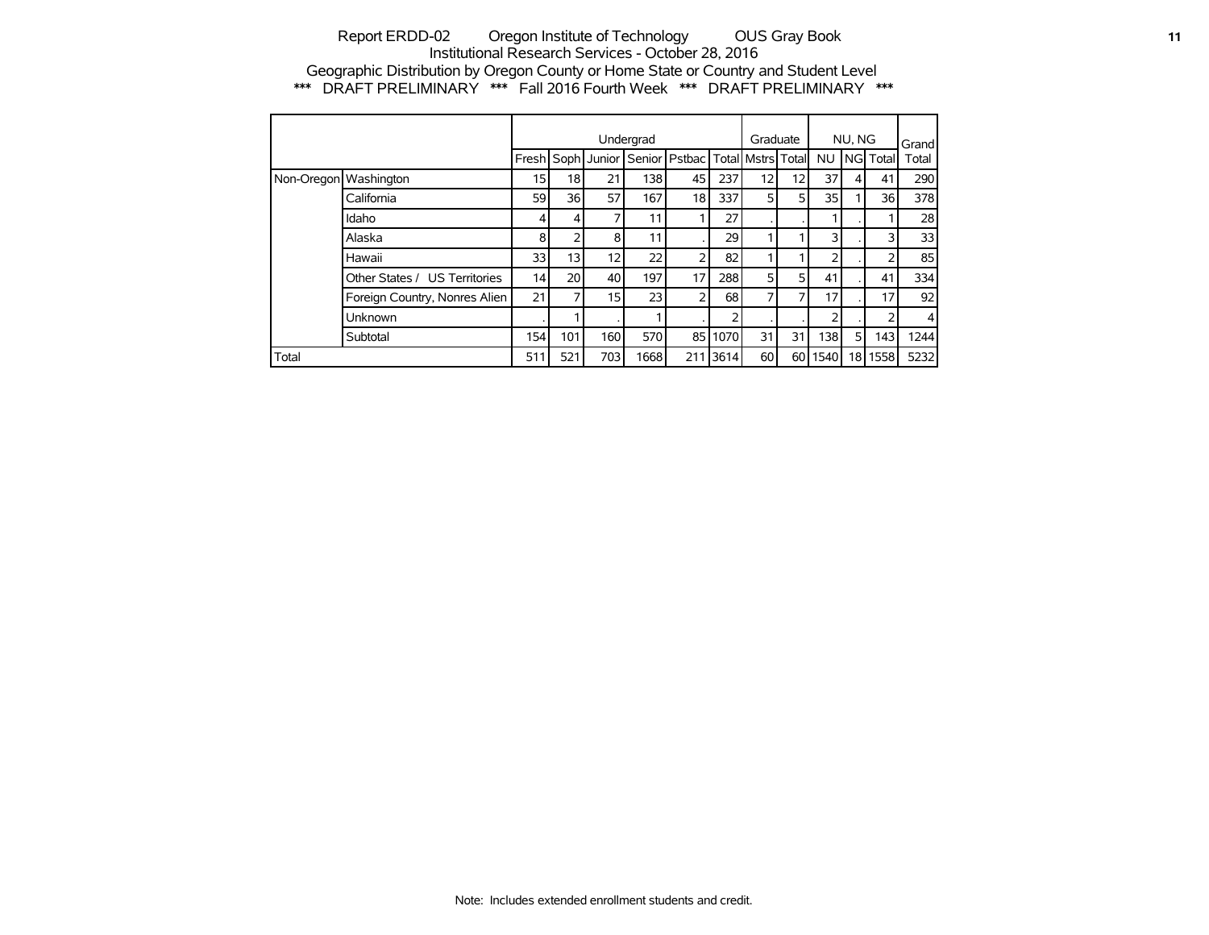Report ERDD-02 Oregon Institute of Technology OUS Gray Book
Institutional Research Services - October 28, 2016
Geographic Distribution by Oregon County or Home State or Country and Student Level
*** DRAFT PRELIMINARY *** Fall 2016 Fourth Week *** DRAFT PRELIMINARY ***

| | | Undergrad | | | | | | Graduate | | NU, NG | | | Grand |
|---|---|---|---|---|---|---|---|---|---|---|---|---|---|
| | | Fresh | Soph | Junior | Senior | Pstbac | Total | Mstrs | Total | NU | NG | Total | Total |
| Non-Oregon | Washington | 15 | 18 | 21 | 138 | 45 | 237 | 12 | 12 | 37 | 4 | 41 | 290 |
| | California | 59 | 36 | 57 | 167 | 18 | 337 | 5 | 5 | 35 | 1 | 36 | 378 |
| | Idaho | 4 | 4 | 7 | 11 | 1 | 27 | . | . | 1 | . | 1 | 28 |
| | Alaska | 8 | 2 | 8 | 11 | . | 29 | 1 | 1 | 3 | . | 3 | 33 |
| | Hawaii | 33 | 13 | 12 | 22 | 2 | 82 | 1 | 1 | 2 | . | 2 | 85 |
| | Other States / US Territories | 14 | 20 | 40 | 197 | 17 | 288 | 5 | 5 | 41 | . | 41 | 334 |
| | Foreign Country, Nonres Alien | 21 | 7 | 15 | 23 | 2 | 68 | 7 | 7 | 17 | . | 17 | 92 |
| | Unknown | . | 1 | . | 1 | . | 2 | . | . | 2 | . | 2 | 4 |
| | Subtotal | 154 | 101 | 160 | 570 | 85 | 1070 | 31 | 31 | 138 | 5 | 143 | 1244 |
| Total | | 511 | 521 | 703 | 1668 | 211 | 3614 | 60 | 60 | 1540 | 18 | 1558 | 5232 |

Note: Includes extended enrollment students and credit.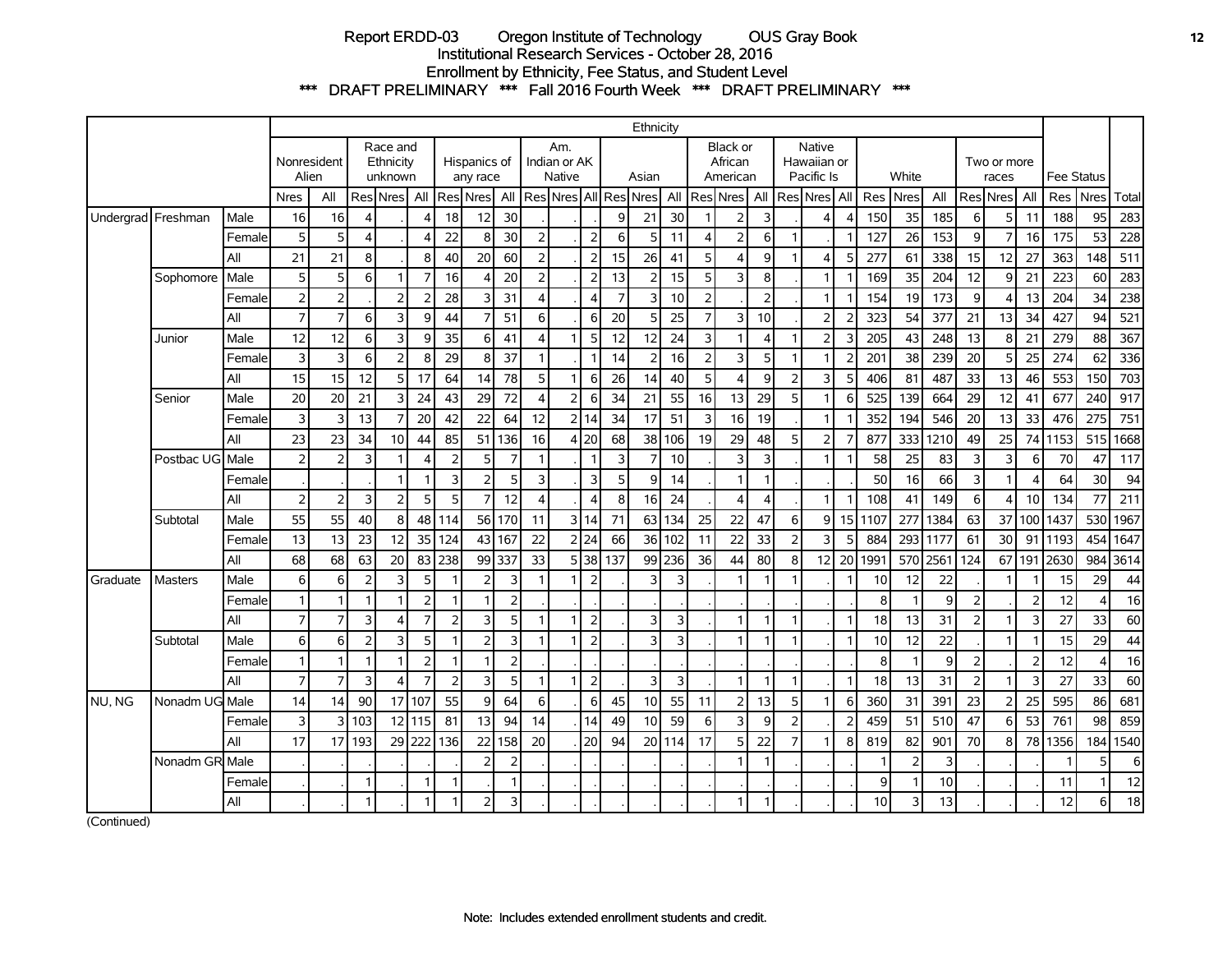# Report ERDD-03 Oregon Institute of Technology OUS Gray Book

## Institutional Research Services - October 28, 2016

## Enrollment by Ethnicity, Fee Status, and Student Level

### *** DRAFT PRELIMINARY *** Fall 2016 Fourth Week *** DRAFT PRELIMINARY ***

| | | | Ethnicity | | | | | | | | | | | | | | | | | | | | | | | | | | | | | Fee Status | | Total |
|---|---|---|---|---|---|---|---|---|---|---|---|---|---|---|---|---|---|---|---|---|---|---|---|---|---|---|---|---|---|---|---|---|---|---|
| | | | Nonresident Alien | | Race and Ethnicity unknown | | | Hispanics of any race | | | Am. Indian or AK Native | | | Asian | | | Black or African American | | | Native Hawaiian or Pacific Is | | | White | | | Two or more races | | | | | | |
| | | | Nres | All | Res | Nres | All | Res | Nres | All | Res | Nres | All | Res | Nres | All | Res | Nres | All | Res | Nres | All | Res | Nres | All | Res | Nres | All | Res | Nres | |
| Undergrad | Freshman | Male | 16 | 16 | 4 | . | 4 | 18 | 12 | 30 | . | . | . | 9 | 21 | 30 | 1 | 2 | 3 | . | 4 | 4 | 150 | 35 | 185 | 6 | 5 | 11 | 188 | 95 | 283 |
| | | Female | 5 | 5 | 4 | . | 4 | 22 | 8 | 30 | 2 | . | 2 | 6 | 5 | 11 | 4 | 2 | 6 | 1 | . | 1 | 127 | 26 | 153 | 9 | 7 | 16 | 175 | 53 | 228 |
| | | All | 21 | 21 | 8 | . | 8 | 40 | 20 | 60 | 2 | . | 2 | 15 | 26 | 41 | 5 | 4 | 9 | 1 | 4 | 5 | 277 | 61 | 338 | 15 | 12 | 27 | 363 | 148 | 511 |
| | Sophomore | Male | 5 | 5 | 6 | 1 | 7 | 16 | 4 | 20 | 2 | . | 2 | 13 | 2 | 15 | 5 | 3 | 8 | . | 1 | 1 | 169 | 35 | 204 | 12 | 9 | 21 | 223 | 60 | 283 |
| | | Female | 2 | 2 | . | 2 | 2 | 28 | 3 | 31 | 4 | . | 4 | 7 | 3 | 10 | 2 | . | 2 | . | 1 | 1 | 154 | 19 | 173 | 9 | 4 | 13 | 204 | 34 | 238 |
| | | All | 7 | 7 | 6 | 3 | 9 | 44 | 7 | 51 | 6 | . | 6 | 20 | 5 | 25 | 7 | 3 | 10 | . | 2 | 2 | 323 | 54 | 377 | 21 | 13 | 34 | 427 | 94 | 521 |
| | Junior | Male | 12 | 12 | 6 | 3 | 9 | 35 | 6 | 41 | 4 | 1 | 5 | 12 | 12 | 24 | 3 | 1 | 4 | 1 | 2 | 3 | 205 | 43 | 248 | 13 | 8 | 21 | 279 | 88 | 367 |
| | | Female | 3 | 3 | 6 | 2 | 8 | 29 | 8 | 37 | 1 | . | 1 | 14 | 2 | 16 | 2 | 3 | 5 | 1 | 1 | 2 | 201 | 38 | 239 | 20 | 5 | 25 | 274 | 62 | 336 |
| | | All | 15 | 15 | 12 | 5 | 17 | 64 | 14 | 78 | 5 | 1 | 6 | 26 | 14 | 40 | 5 | 4 | 9 | 2 | 3 | 5 | 406 | 81 | 487 | 33 | 13 | 46 | 553 | 150 | 703 |
| | Senior | Male | 20 | 20 | 21 | 3 | 24 | 43 | 29 | 72 | 4 | 2 | 6 | 34 | 21 | 55 | 16 | 13 | 29 | 5 | 1 | 6 | 525 | 139 | 664 | 29 | 12 | 41 | 677 | 240 | 917 |
| | | Female | 3 | 3 | 13 | 7 | 20 | 42 | 22 | 64 | 12 | 2 | 14 | 34 | 17 | 51 | 3 | 16 | 19 | . | 1 | 1 | 352 | 194 | 546 | 20 | 13 | 33 | 476 | 275 | 751 |
| | | All | 23 | 23 | 34 | 10 | 44 | 85 | 51 | 136 | 16 | 4 | 20 | 68 | 38 | 106 | 19 | 29 | 48 | 5 | 2 | 7 | 877 | 333 | 1210 | 49 | 25 | 74 | 1153 | 515 | 1668 |
| | Postbac UG | Male | 2 | 2 | 3 | 1 | 4 | 2 | 5 | 7 | 1 | . | 1 | 3 | 7 | 10 | . | 3 | 3 | . | 1 | 1 | 58 | 25 | 83 | 3 | 3 | 6 | 70 | 47 | 117 |
| | | Female | . | . | . | 1 | 1 | 3 | 2 | 5 | 3 | . | 3 | 5 | 9 | 14 | . | 1 | 1 | . | . | . | 50 | 16 | 66 | 3 | 1 | 4 | 64 | 30 | 94 |
| | | All | 2 | 2 | 3 | 2 | 5 | 5 | 7 | 12 | 4 | . | 4 | 8 | 16 | 24 | . | 4 | 4 | . | 1 | 1 | 108 | 41 | 149 | 6 | 4 | 10 | 134 | 77 | 211 |
| | Subtotal | Male | 55 | 55 | 40 | 8 | 48 | 114 | 56 | 170 | 11 | 3 | 14 | 71 | 63 | 134 | 25 | 22 | 47 | 6 | 9 | 15 | 1107 | 277 | 1384 | 63 | 37 | 100 | 1437 | 530 | 1967 |
| | | Female | 13 | 13 | 23 | 12 | 35 | 124 | 43 | 167 | 22 | 2 | 24 | 66 | 36 | 102 | 11 | 22 | 33 | 2 | 3 | 5 | 884 | 293 | 1177 | 61 | 30 | 91 | 1193 | 454 | 1647 |
| | | All | 68 | 68 | 63 | 20 | 83 | 238 | 99 | 337 | 33 | 5 | 38 | 137 | 99 | 236 | 36 | 44 | 80 | 8 | 12 | 20 | 1991 | 570 | 2561 | 124 | 67 | 191 | 2630 | 984 | 3614 |
| Graduate | Masters | Male | 6 | 6 | 2 | 3 | 5 | 1 | 2 | 3 | 1 | 1 | 2 | . | 3 | 3 | . | 1 | 1 | 1 | . | 1 | 10 | 12 | 22 | . | 1 | 1 | 15 | 29 | 44 |
| | | Female | 1 | 1 | 1 | 1 | 2 | 1 | 1 | 2 | . | . | . | . | . | . | . | . | . | . | . | . | 8 | 1 | 9 | 2 | . | 2 | 12 | 4 | 16 |
| | | All | 7 | 7 | 3 | 4 | 7 | 2 | 3 | 5 | 1 | 1 | 2 | . | 3 | 3 | . | 1 | 1 | 1 | . | 1 | 18 | 13 | 31 | 2 | 1 | 3 | 27 | 33 | 60 |
| | Subtotal | Male | 6 | 6 | 2 | 3 | 5 | 1 | 2 | 3 | 1 | 1 | 2 | . | 3 | 3 | . | 1 | 1 | 1 | . | 1 | 10 | 12 | 22 | . | 1 | 1 | 15 | 29 | 44 |
| | | Female | 1 | 1 | 1 | 1 | 2 | 1 | 1 | 2 | . | . | . | . | . | . | . | . | . | . | . | . | 8 | 1 | 9 | 2 | . | 2 | 12 | 4 | 16 |
| | | All | 7 | 7 | 3 | 4 | 7 | 2 | 3 | 5 | 1 | 1 | 2 | . | 3 | 3 | . | 1 | 1 | 1 | . | 1 | 18 | 13 | 31 | 2 | 1 | 3 | 27 | 33 | 60 |
| NU, NG | Nonadm UG | Male | 14 | 14 | 90 | 17 | 107 | 55 | 9 | 64 | 6 | . | 6 | 45 | 10 | 55 | 11 | 2 | 13 | 5 | 1 | 6 | 360 | 31 | 391 | 23 | 2 | 25 | 595 | 86 | 681 |
| | | Female | 3 | 3 | 103 | 12 | 115 | 81 | 13 | 94 | 14 | . | 14 | 49 | 10 | 59 | 6 | 3 | 9 | 2 | . | 2 | 459 | 51 | 510 | 47 | 6 | 53 | 761 | 98 | 859 |
| | | All | 17 | 17 | 193 | 29 | 222 | 136 | 22 | 158 | 20 | . | 20 | 94 | 20 | 114 | 17 | 5 | 22 | 7 | 1 | 8 | 819 | 82 | 901 | 70 | 8 | 78 | 1356 | 184 | 1540 |
| | Nonadm GR | Male | . | . | . | . | . | . | 2 | 2 | . | . | . | . | . | . | . | 1 | 1 | . | . | . | 1 | 2 | 3 | . | . | . | 1 | 5 | 6 |
| | | Female | . | . | 1 | . | 1 | 1 | . | 1 | . | . | . | . | . | . | . | . | . | . | . | . | 9 | 1 | 10 | . | . | . | 11 | 1 | 12 |
| | | All | . | . | 1 | . | 1 | 1 | 2 | 3 | . | . | . | . | . | . | . | 1 | 1 | . | . | . | 10 | 3 | 13 | . | . | . | 12 | 6 | 18 |

(Continued)

Note: Includes extended enrollment students and credit.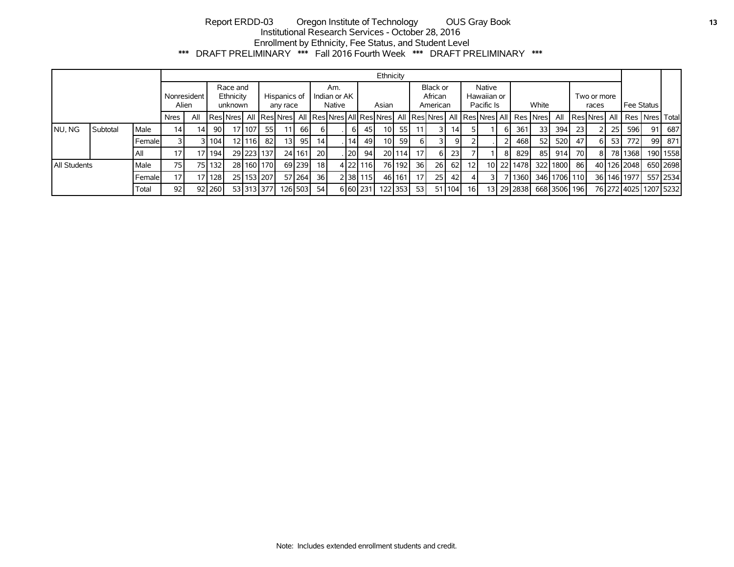Report ERDD-03 Oregon Institute of Technology OUS Gray Book

Institutional Research Services - October 28, 2016

Enrollment by Ethnicity, Fee Status, and Student Level

\*\*\* DRAFT PRELIMINARY \*\*\* Fall 2016 Fourth Week \*\*\* DRAFT PRELIMINARY \*\*\*

| | | | Ethnicity | | | | | | | | | | | | | | | | | | | | | | | | | | | | | | |
|---|---|---|---|---|---|---|---|---|---|---|---|---|---|---|---|---|---|---|---|---|---|---|---|---|---|---|---|---|---|---|---|---|---|
| | | | Nonresident Alien | | Race and Ethnicity unknown | | | Hispanics of any race | | | Am. Indian or AK Native | | | Asian | | | Black or African American | | | Native Hawaiian or Pacific Is | | | White | | | Two or more races | | | Fee Status | | | |
| | | | Nres | All | Res | Nres | All | Res | Nres | All | Res | Nres | All | Res | Nres | All | Res | Nres | All | Res | Nres | All | Res | Nres | All | Res | Nres | All | Res | Nres | Total |
| NU, NG | Subtotal | Male | 14 | 14 | 90 | 17 | 107 | 55 | 11 | 66 | 6 | . | 6 | 45 | 10 | 55 | 11 | 3 | 14 | 5 | 1 | 6 | 361 | 33 | 394 | 23 | 2 | 25 | 596 | 91 | 687 |
| | | Female | 3 | 3 | 104 | 12 | 116 | 82 | 13 | 95 | 14 | . | 14 | 49 | 10 | 59 | 6 | 3 | 9 | 2 | . | 2 | 468 | 52 | 520 | 47 | 6 | 53 | 772 | 99 | 871 |
| | | All | 17 | 17 | 194 | 29 | 223 | 137 | 24 | 161 | 20 | . | 20 | 94 | 20 | 114 | 17 | 6 | 23 | 7 | 1 | 8 | 829 | 85 | 914 | 70 | 8 | 78 | 1368 | 190 | 1558 |
| All Students | | Male | 75 | 75 | 132 | 28 | 160 | 170 | 69 | 239 | 18 | 4 | 22 | 116 | 76 | 192 | 36 | 26 | 62 | 12 | 10 | 22 | 1478 | 322 | 1800 | 86 | 40 | 126 | 2048 | 650 | 2698 |
| | | Female | 17 | 17 | 128 | 25 | 153 | 207 | 57 | 264 | 36 | 2 | 38 | 115 | 46 | 161 | 17 | 25 | 42 | 4 | 3 | 7 | 1360 | 346 | 1706 | 110 | 36 | 146 | 1977 | 557 | 2534 |
| | | Total | 92 | 92 | 260 | 53 | 313 | 377 | 126 | 503 | 54 | 6 | 60 | 231 | 122 | 353 | 53 | 51 | 104 | 16 | 13 | 29 | 2838 | 668 | 3506 | 196 | 76 | 272 | 4025 | 1207 | 5232 |

Note: Includes extended enrollment students and credit.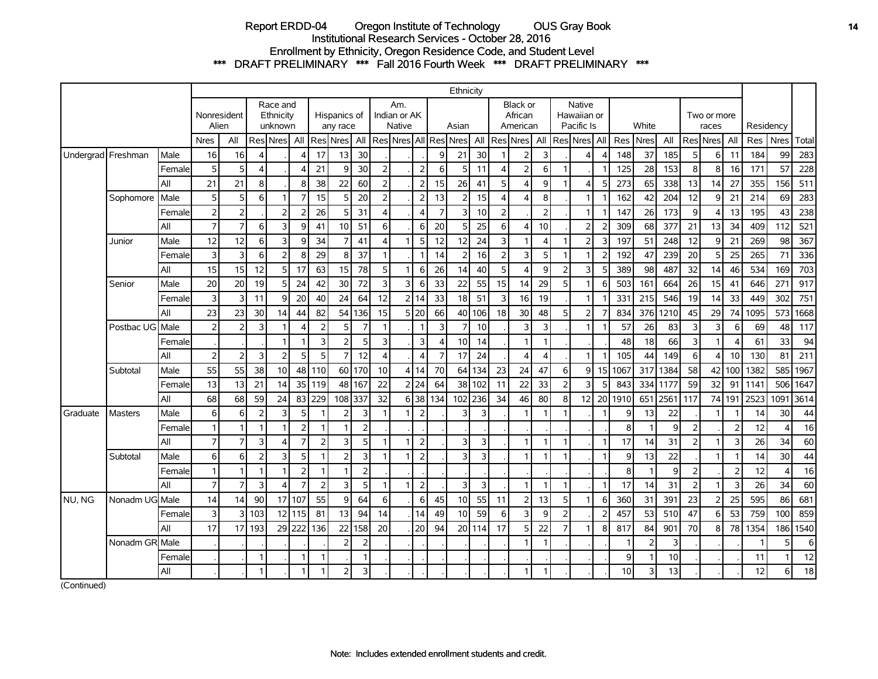# Report ERDD-04 Oregon Institute of Technology OUS Gray Book

## Institutional Research Services - October 28, 2016

## Enrollment by Ethnicity, Oregon Residence Code, and Student Level

### *** DRAFT PRELIMINARY *** Fall 2016 Fourth Week *** DRAFT PRELIMINARY ***

| | | | Ethnicity | | | | | | | | | | | | | | | | | | | | | | | | | | | | | | | | Residency | | Total |
|---|---|---|---|---|---|---|---|---|---|---|---|---|---|---|---|---|---|---|---|---|---|---|---|---|---|---|---|---|---|---|---|---|---|---|---|---|---|
| | | | Nonresident Alien | | Race and Ethnicity unknown | | | Hispanics of any race | | | Am. Indian or AK Native | | | Asian | | | Black or African American | | | Native Hawaiian or Pacific Is | | | White | | | Two or more races | | | | | | | | | | | |
| | | | Nres | All | Res | Nres | All | Res | Nres | All | Res | Nres | All | Res | Nres | All | Res | Nres | All | Res | Nres | All | Res | Nres | All | Res | Nres | All | Res | Nres | Total |
| Undergrad | Freshman | Male | 16 | 16 | 4 | . | 4 | 17 | 13 | 30 | . | . | . | 9 | 21 | 30 | 1 | 2 | 3 | . | 4 | 4 | 148 | 37 | 185 | 5 | 6 | 11 | 184 | 99 | 283 |
| | | Female | 5 | 5 | 4 | . | 4 | 21 | 9 | 30 | 2 | . | 2 | 6 | 5 | 11 | 4 | 2 | 6 | 1 | . | 1 | 125 | 28 | 153 | 8 | 8 | 16 | 171 | 57 | 228 |
| | | All | 21 | 21 | 8 | . | 8 | 38 | 22 | 60 | 2 | . | 2 | 15 | 26 | 41 | 5 | 4 | 9 | 1 | 4 | 5 | 273 | 65 | 338 | 13 | 14 | 27 | 355 | 156 | 511 |
| | Sophomore | Male | 5 | 5 | 6 | 1 | 7 | 15 | 5 | 20 | 2 | . | 2 | 13 | 2 | 15 | 4 | 4 | 8 | . | 1 | 1 | 162 | 42 | 204 | 12 | 9 | 21 | 214 | 69 | 283 |
| | | Female | 2 | 2 | . | 2 | 2 | 26 | 5 | 31 | 4 | . | 4 | 7 | 3 | 10 | 2 | . | 2 | . | 1 | 1 | 147 | 26 | 173 | 9 | 4 | 13 | 195 | 43 | 238 |
| | | All | 7 | 7 | 6 | 3 | 9 | 41 | 10 | 51 | 6 | . | 6 | 20 | 5 | 25 | 6 | 4 | 10 | . | 2 | 2 | 309 | 68 | 377 | 21 | 13 | 34 | 409 | 112 | 521 |
| | Junior | Male | 12 | 12 | 6 | 3 | 9 | 34 | 7 | 41 | 4 | 1 | 5 | 12 | 12 | 24 | 3 | 1 | 4 | 1 | 2 | 3 | 197 | 51 | 248 | 12 | 9 | 21 | 269 | 98 | 367 |
| | | Female | 3 | 3 | 6 | 2 | 8 | 29 | 8 | 37 | 1 | . | 1 | 14 | 2 | 16 | 2 | 3 | 5 | 1 | 1 | 2 | 192 | 47 | 239 | 20 | 5 | 25 | 265 | 71 | 336 |
| | | All | 15 | 15 | 12 | 5 | 17 | 63 | 15 | 78 | 5 | 1 | 6 | 26 | 14 | 40 | 5 | 4 | 9 | 2 | 3 | 5 | 389 | 98 | 487 | 32 | 14 | 46 | 534 | 169 | 703 |
| | Senior | Male | 20 | 20 | 19 | 5 | 24 | 42 | 30 | 72 | 3 | 3 | 6 | 33 | 22 | 55 | 15 | 14 | 29 | 5 | 1 | 6 | 503 | 161 | 664 | 26 | 15 | 41 | 646 | 271 | 917 |
| | | Female | 3 | 3 | 11 | 9 | 20 | 40 | 24 | 64 | 12 | 2 | 14 | 33 | 18 | 51 | 3 | 16 | 19 | . | 1 | 1 | 331 | 215 | 546 | 19 | 14 | 33 | 449 | 302 | 751 |
| | | All | 23 | 23 | 30 | 14 | 44 | 82 | 54 | 136 | 15 | 5 | 20 | 66 | 40 | 106 | 18 | 30 | 48 | 5 | 2 | 7 | 834 | 376 | 1210 | 45 | 29 | 74 | 1095 | 573 | 1668 |
| | Postbac UG | Male | 2 | 2 | 3 | 1 | 4 | 2 | 5 | 7 | 1 | . | 1 | 3 | 7 | 10 | . | 3 | 3 | . | 1 | 1 | 57 | 26 | 83 | 3 | 3 | 6 | 69 | 48 | 117 |
| | | Female | . | . | . | 1 | 1 | 3 | 2 | 5 | 3 | . | 3 | 4 | 10 | 14 | . | 1 | 1 | . | . | . | 48 | 18 | 66 | 3 | 1 | 4 | 61 | 33 | 94 |
| | | All | 2 | 2 | 3 | 2 | 5 | 5 | 7 | 12 | 4 | . | 4 | 7 | 17 | 24 | . | 4 | 4 | . | 1 | 1 | 105 | 44 | 149 | 6 | 4 | 10 | 130 | 81 | 211 |
| | Subtotal | Male | 55 | 55 | 38 | 10 | 48 | 110 | 60 | 170 | 10 | 4 | 14 | 70 | 64 | 134 | 23 | 24 | 47 | 6 | 9 | 15 | 1067 | 317 | 1384 | 58 | 42 | 100 | 1382 | 585 | 1967 |
| | | Female | 13 | 13 | 21 | 14 | 35 | 119 | 48 | 167 | 22 | 2 | 24 | 64 | 38 | 102 | 11 | 22 | 33 | 2 | 3 | 5 | 843 | 334 | 1177 | 59 | 32 | 91 | 1141 | 506 | 1647 |
| | | All | 68 | 68 | 59 | 24 | 83 | 229 | 108 | 337 | 32 | 6 | 38 | 134 | 102 | 236 | 34 | 46 | 80 | 8 | 12 | 20 | 1910 | 651 | 2561 | 117 | 74 | 191 | 2523 | 1091 | 3614 |
| Graduate | Masters | Male | 6 | 6 | 2 | 3 | 5 | 1 | 2 | 3 | 1 | 1 | 2 | . | 3 | 3 | . | 1 | 1 | 1 | . | 1 | 9 | 13 | 22 | . | 1 | 1 | 14 | 30 | 44 |
| | | Female | 1 | 1 | 1 | 1 | 2 | 1 | 1 | 2 | . | . | . | . | . | . | . | . | . | . | . | . | 8 | 1 | 9 | 2 | . | 2 | 12 | 4 | 16 |
| | | All | 7 | 7 | 3 | 4 | 7 | 2 | 3 | 5 | 1 | 1 | 2 | . | 3 | 3 | . | 1 | 1 | 1 | . | 1 | 17 | 14 | 31 | 2 | 1 | 3 | 26 | 34 | 60 |
| | Subtotal | Male | 6 | 6 | 2 | 3 | 5 | 1 | 2 | 3 | 1 | 1 | 2 | . | 3 | 3 | . | 1 | 1 | 1 | . | 1 | 9 | 13 | 22 | . | 1 | 1 | 14 | 30 | 44 |
| | | Female | 1 | 1 | 1 | 1 | 2 | 1 | 1 | 2 | . | . | . | . | . | . | . | . | . | . | . | . | 8 | 1 | 9 | 2 | . | 2 | 12 | 4 | 16 |
| | | All | 7 | 7 | 3 | 4 | 7 | 2 | 3 | 5 | 1 | 1 | 2 | . | 3 | 3 | . | 1 | 1 | 1 | . | 1 | 17 | 14 | 31 | 2 | 1 | 3 | 26 | 34 | 60 |
| NU, NG | Nonadm UG | Male | 14 | 14 | 90 | 17 | 107 | 55 | 9 | 64 | 6 | . | 6 | 45 | 10 | 55 | 11 | 2 | 13 | 5 | 1 | 6 | 360 | 31 | 391 | 23 | 2 | 25 | 595 | 86 | 681 |
| | | Female | 3 | 3 | 103 | 12 | 115 | 81 | 13 | 94 | 14 | . | 14 | 49 | 10 | 59 | 6 | 3 | 9 | 2 | . | 2 | 457 | 53 | 510 | 47 | 6 | 53 | 759 | 100 | 859 |
| | | All | 17 | 17 | 193 | 29 | 222 | 136 | 22 | 158 | 20 | . | 20 | 94 | 20 | 114 | 17 | 5 | 22 | 7 | 1 | 8 | 817 | 84 | 901 | 70 | 8 | 78 | 1354 | 186 | 1540 |
| | Nonadm GR | Male | . | . | . | . | . | . | 2 | 2 | . | . | . | . | . | . | . | 1 | 1 | . | . | . | 1 | 2 | 3 | . | . | . | 1 | 5 | 6 |
| | | Female | . | . | 1 | . | 1 | 1 | . | 1 | . | . | . | . | . | . | . | . | . | . | . | . | 9 | 1 | 10 | . | . | . | 11 | 1 | 12 |
| | | All | . | . | 1 | . | 1 | 1 | 2 | 3 | . | . | . | . | . | . | . | 1 | 1 | . | . | . | 10 | 3 | 13 | . | . | . | 12 | 6 | 18 |

(Continued)

Note: Includes extended enrollment students and credit.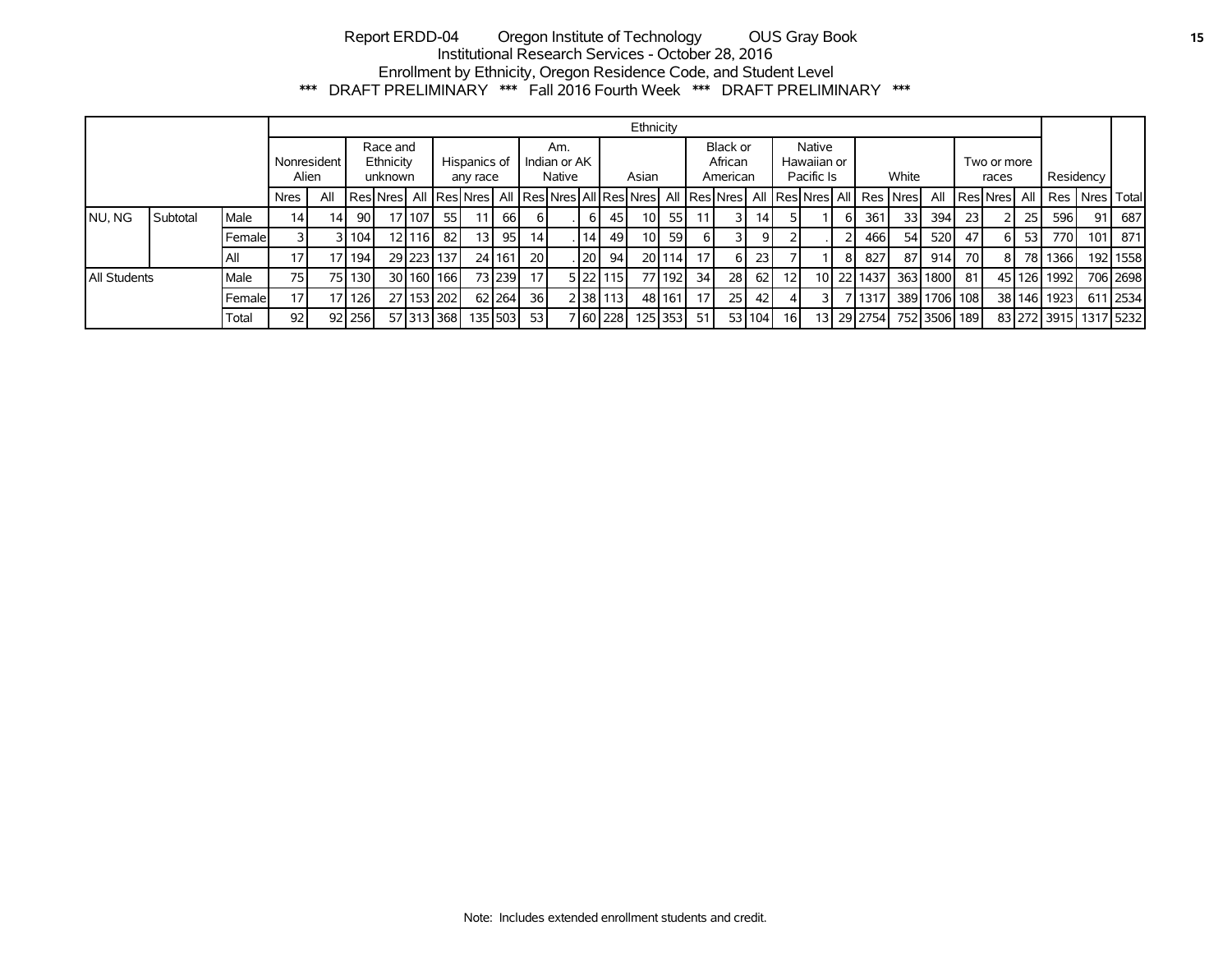Report ERDD-04 Oregon Institute of Technology OUS Gray Book
Institutional Research Services - October 28, 2016
Enrollment by Ethnicity, Oregon Residence Code, and Student Level
*** DRAFT PRELIMINARY *** Fall 2016 Fourth Week *** DRAFT PRELIMINARY ***

| | | | Ethnicity | | | | | | | | | | | | | | | | | | | | | | | | | | | | Residency | | Total |
|---|---|---|---|---|---|---|---|---|---|---|---|---|---|---|---|---|---|---|---|---|---|---|---|---|---|---|---|---|---|---|---|---|---|
| | | | Nonresident Alien | | Race and Ethnicity unknown | | | Hispanics of any race | | | Am. Indian or AK Native | | | Asian | | | Black or African American | | | Native Hawaiian or Pacific Is | | | White | | | Two or more races | | | | | |
| | | | Nres | All | Res | Nres | All | Res | Nres | All | Res | Nres | All | Res | Nres | All | Res | Nres | All | Res | Nres | All | Res | Nres | All | Res | Nres | All | Res | Nres | Total |
| NU, NG | Subtotal | Male | 14 | 14 | 90 | 17 | 107 | 55 | 11 | 66 | 6 | . | 6 | 45 | 10 | 55 | 11 | 3 | 14 | 5 | 1 | 6 | 361 | 33 | 394 | 23 | 2 | 25 | 596 | 91 | 687 |
| | | Female | 3 | 3 | 104 | 12 | 116 | 82 | 13 | 95 | 14 | . | 14 | 49 | 10 | 59 | 6 | 3 | 9 | 2 | . | 2 | 466 | 54 | 520 | 47 | 6 | 53 | 770 | 101 | 871 |
| | | All | 17 | 17 | 194 | 29 | 223 | 137 | 24 | 161 | 20 | . | 20 | 94 | 20 | 114 | 17 | 6 | 23 | 7 | 1 | 8 | 827 | 87 | 914 | 70 | 8 | 78 | 1366 | 192 | 1558 |
| All Students | | Male | 75 | 75 | 130 | 30 | 160 | 166 | 73 | 239 | 17 | 5 | 22 | 115 | 77 | 192 | 34 | 28 | 62 | 12 | 10 | 22 | 1437 | 363 | 1800 | 81 | 45 | 126 | 1992 | 706 | 2698 |
| | | Female | 17 | 17 | 126 | 27 | 153 | 202 | 62 | 264 | 36 | 2 | 38 | 113 | 48 | 161 | 17 | 25 | 42 | 4 | 3 | 7 | 1317 | 389 | 1706 | 108 | 38 | 146 | 1923 | 611 | 2534 |
| | | Total | 92 | 92 | 256 | 57 | 313 | 368 | 135 | 503 | 53 | 7 | 60 | 228 | 125 | 353 | 51 | 53 | 104 | 16 | 13 | 29 | 2754 | 752 | 3506 | 189 | 83 | 272 | 3915 | 1317 | 5232 |

Note: Includes extended enrollment students and credit.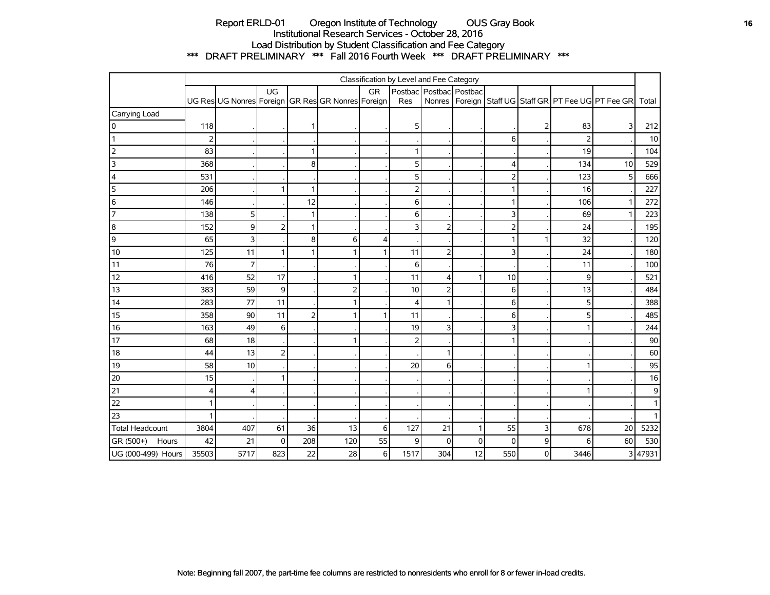# Report ERLD-01 Oregon Institute of Technology OUS Gray Book

## Institutional Research Services - October 28, 2016

## Load Distribution by Student Classification and Fee Category

### *** DRAFT PRELIMINARY *** Fall 2016 Fourth Week *** DRAFT PRELIMINARY ***

| | Classification by Level and Fee Category | | | | | | | | | | | | | | |
|---|---|---|---|---|---|---|---|---|---|---|---|---|---|---|---|
| | UG Res | UG Nonres | UG Foreign | GR Res | GR Nonres | GR Foreign | Postbac Res | Postbac Nonres | Postbac Foreign | Staff UG | Staff GR | PT Fee UG | PT Fee GR | Total |
| Carrying Load | | | | | | | | | | | | | | |
| 0 | 118 | . | . | 1 | . | . | 5 | . | . | . | 2 | 83 | 3 | 212 |
| 1 | 2 | . | . | . | . | . | . | . | . | 6 | . | 2 | . | 10 |
| 2 | 83 | . | . | 1 | . | . | 1 | . | . | . | . | 19 | . | 104 |
| 3 | 368 | . | . | 8 | . | . | 5 | . | . | 4 | . | 134 | 10 | 529 |
| 4 | 531 | . | . | . | . | . | 5 | . | . | 2 | . | 123 | 5 | 666 |
| 5 | 206 | . | 1 | 1 | . | . | 2 | . | . | 1 | . | 16 | . | 227 |
| 6 | 146 | . | . | 12 | . | . | 6 | . | . | 1 | . | 106 | 1 | 272 |
| 7 | 138 | 5 | . | 1 | . | . | 6 | . | . | 3 | . | 69 | 1 | 223 |
| 8 | 152 | 9 | 2 | 1 | . | . | 3 | 2 | . | 2 | . | 24 | . | 195 |
| 9 | 65 | 3 | . | 8 | 6 | 4 | . | . | . | 1 | 1 | 32 | . | 120 |
| 10 | 125 | 11 | 1 | 1 | 1 | 1 | 11 | 2 | . | 3 | . | 24 | . | 180 |
| 11 | 76 | 7 | . | . | . | . | 6 | . | . | . | . | 11 | . | 100 |
| 12 | 416 | 52 | 17 | . | 1 | . | 11 | 4 | 1 | 10 | . | 9 | . | 521 |
| 13 | 383 | 59 | 9 | . | 2 | . | 10 | 2 | . | 6 | . | 13 | . | 484 |
| 14 | 283 | 77 | 11 | . | 1 | . | 4 | 1 | . | 6 | . | 5 | . | 388 |
| 15 | 358 | 90 | 11 | 2 | 1 | 1 | 11 | . | . | 6 | . | 5 | . | 485 |
| 16 | 163 | 49 | 6 | . | . | . | 19 | 3 | . | 3 | . | 1 | . | 244 |
| 17 | 68 | 18 | . | . | 1 | . | 2 | . | . | 1 | . | . | . | 90 |
| 18 | 44 | 13 | 2 | . | . | . | . | 1 | . | . | . | . | . | 60 |
| 19 | 58 | 10 | . | . | . | . | 20 | 6 | . | . | . | 1 | . | 95 |
| 20 | 15 | . | 1 | . | . | . | . | . | . | . | . | . | . | 16 |
| 21 | 4 | 4 | . | . | . | . | . | . | . | . | . | 1 | . | 9 |
| 22 | 1 | . | . | . | . | . | . | . | . | . | . | . | . | 1 |
| 23 | 1 | . | . | . | . | . | . | . | . | . | . | . | . | 1 |
| Total Headcount | 3804 | 407 | 61 | 36 | 13 | 6 | 127 | 21 | 1 | 55 | 3 | 678 | 20 | 5232 |
| GR (500+) Hours | 42 | 21 | 0 | 208 | 120 | 55 | 9 | 0 | 0 | 0 | 9 | 6 | 60 | 530 |
| UG (000-499) Hours | 35503 | 5717 | 823 | 22 | 28 | 6 | 1517 | 304 | 12 | 550 | 0 | 3446 | 3 | 47931 |

Note: Beginning fall 2007, the part-time fee columns are restricted to nonresidents who enroll for 8 or fewer in-load credits.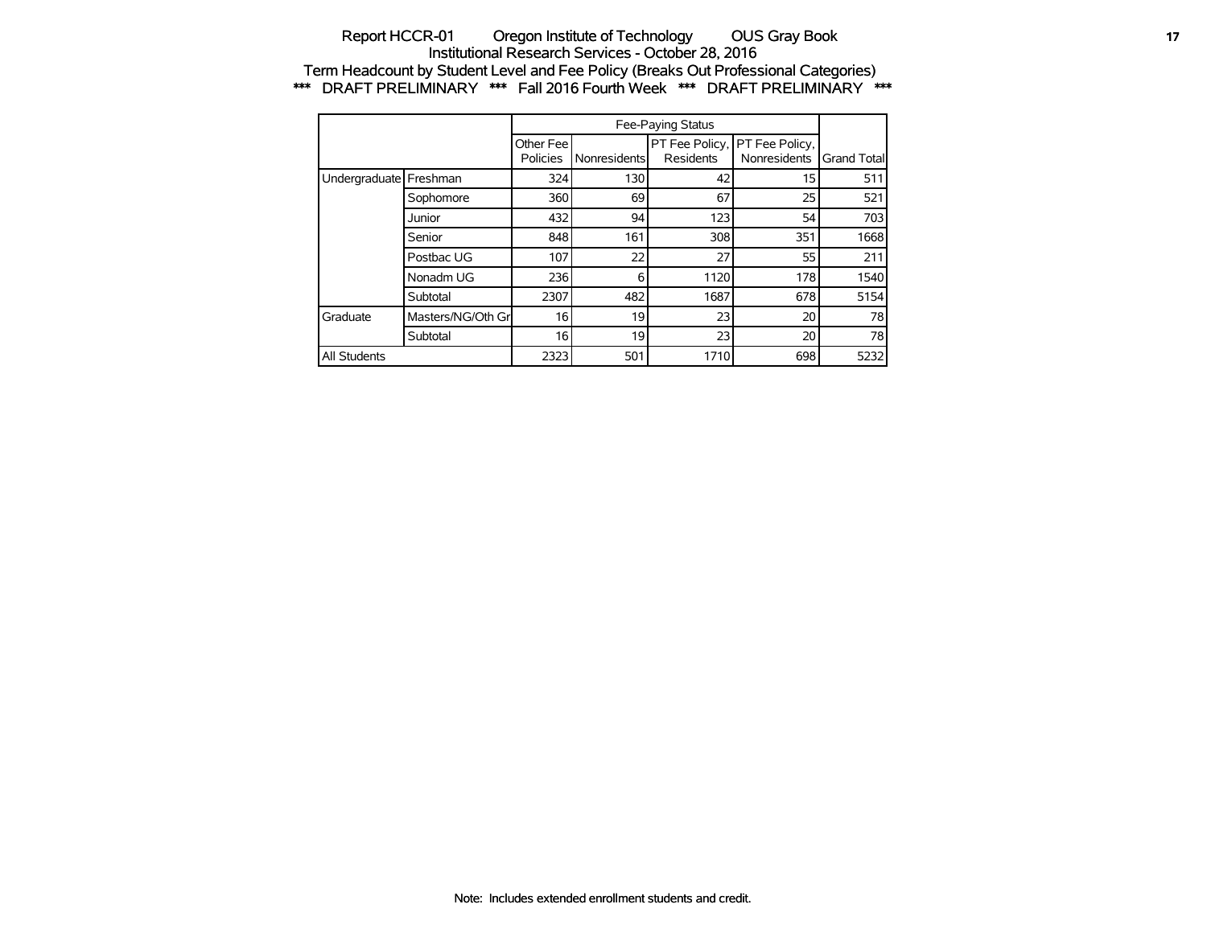Report HCCR-01 Oregon Institute of Technology OUS Gray Book
Institutional Research Services - October 28, 2016
Term Headcount by Student Level and Fee Policy (Breaks Out Professional Categories)
*** DRAFT PRELIMINARY *** Fall 2016 Fourth Week *** DRAFT PRELIMINARY ***

| | | Fee-Paying Status | | | | |
|---|---|---|---|---|---|---|
| | | Other Fee Policies | Nonresidents | PT Fee Policy, Residents | PT Fee Policy, Nonresidents | Grand Total |
| Undergraduate | Freshman | 324 | 130 | 42 | 15 | 511 |
| | Sophomore | 360 | 69 | 67 | 25 | 521 |
| | Junior | 432 | 94 | 123 | 54 | 703 |
| | Senior | 848 | 161 | 308 | 351 | 1668 |
| | Postbac UG | 107 | 22 | 27 | 55 | 211 |
| | Nonadm UG | 236 | 6 | 1120 | 178 | 1540 |
| | Subtotal | 2307 | 482 | 1687 | 678 | 5154 |
| Graduate | Masters/NG/Oth Gr | 16 | 19 | 23 | 20 | 78 |
| | Subtotal | 16 | 19 | 23 | 20 | 78 |
| All Students | | 2323 | 501 | 1710 | 698 | 5232 |

Note: Includes extended enrollment students and credit.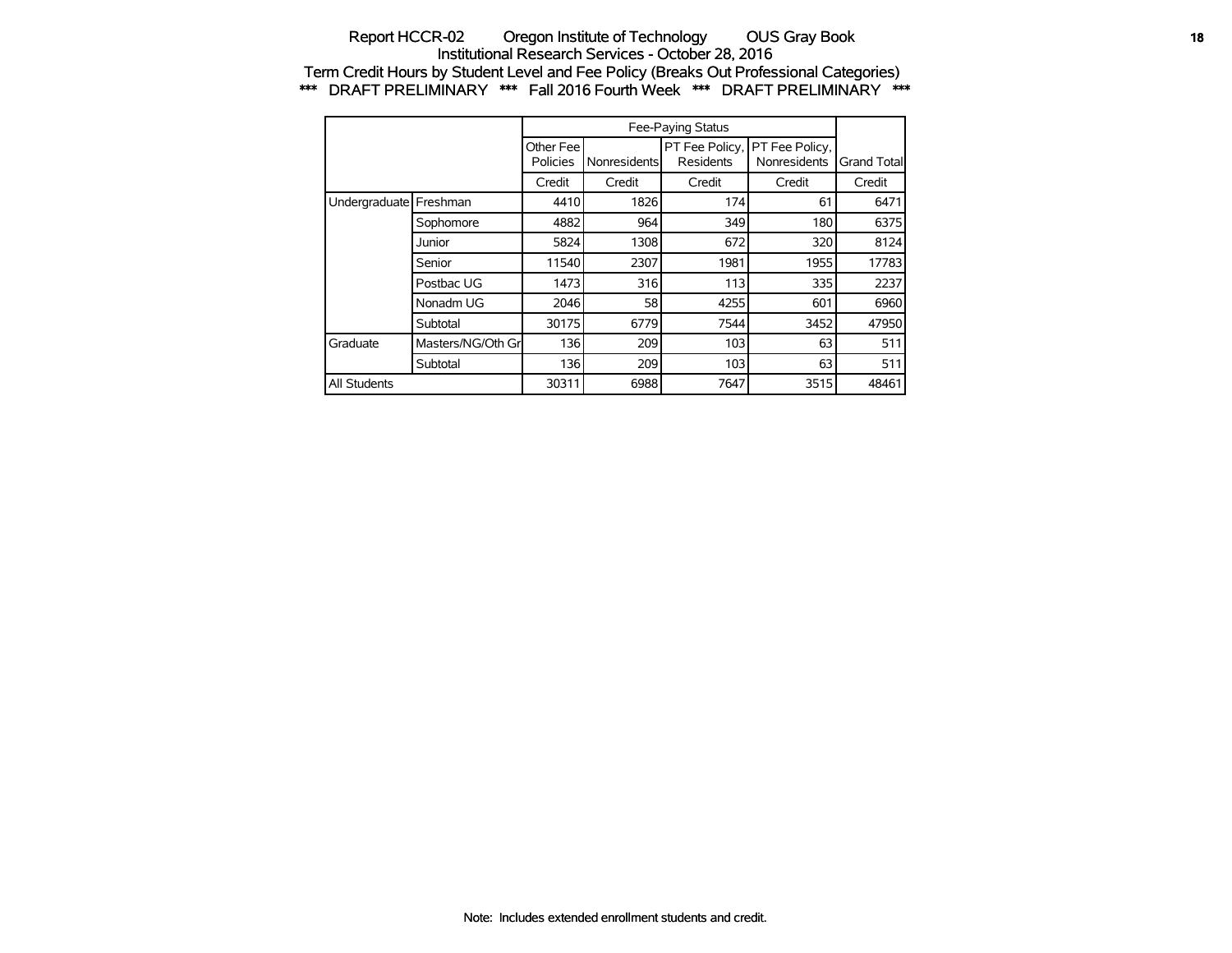Report HCCR-02 Oregon Institute of Technology OUS Gray Book
Institutional Research Services - October 28, 2016
Term Credit Hours by Student Level and Fee Policy (Breaks Out Professional Categories)
*** DRAFT PRELIMINARY *** Fall 2016 Fourth Week *** DRAFT PRELIMINARY ***

| | | Fee-Paying Status | | | | |
|---|---|---|---|---|---|---|
| | | Other Fee Policies | Nonresidents | PT Fee Policy, Residents | PT Fee Policy, Nonresidents | Grand Total |
| | | Credit | Credit | Credit | Credit | Credit |
| Undergraduate | Freshman | 4410 | 1826 | 174 | 61 | 6471 |
| | Sophomore | 4882 | 964 | 349 | 180 | 6375 |
| | Junior | 5824 | 1308 | 672 | 320 | 8124 |
| | Senior | 11540 | 2307 | 1981 | 1955 | 17783 |
| | Postbac UG | 1473 | 316 | 113 | 335 | 2237 |
| | Nonadm UG | 2046 | 58 | 4255 | 601 | 6960 |
| | Subtotal | 30175 | 6779 | 7544 | 3452 | 47950 |
| Graduate | Masters/NG/Oth Gr | 136 | 209 | 103 | 63 | 511 |
| | Subtotal | 136 | 209 | 103 | 63 | 511 |
| All Students | | 30311 | 6988 | 7647 | 3515 | 48461 |

Note: Includes extended enrollment students and credit.